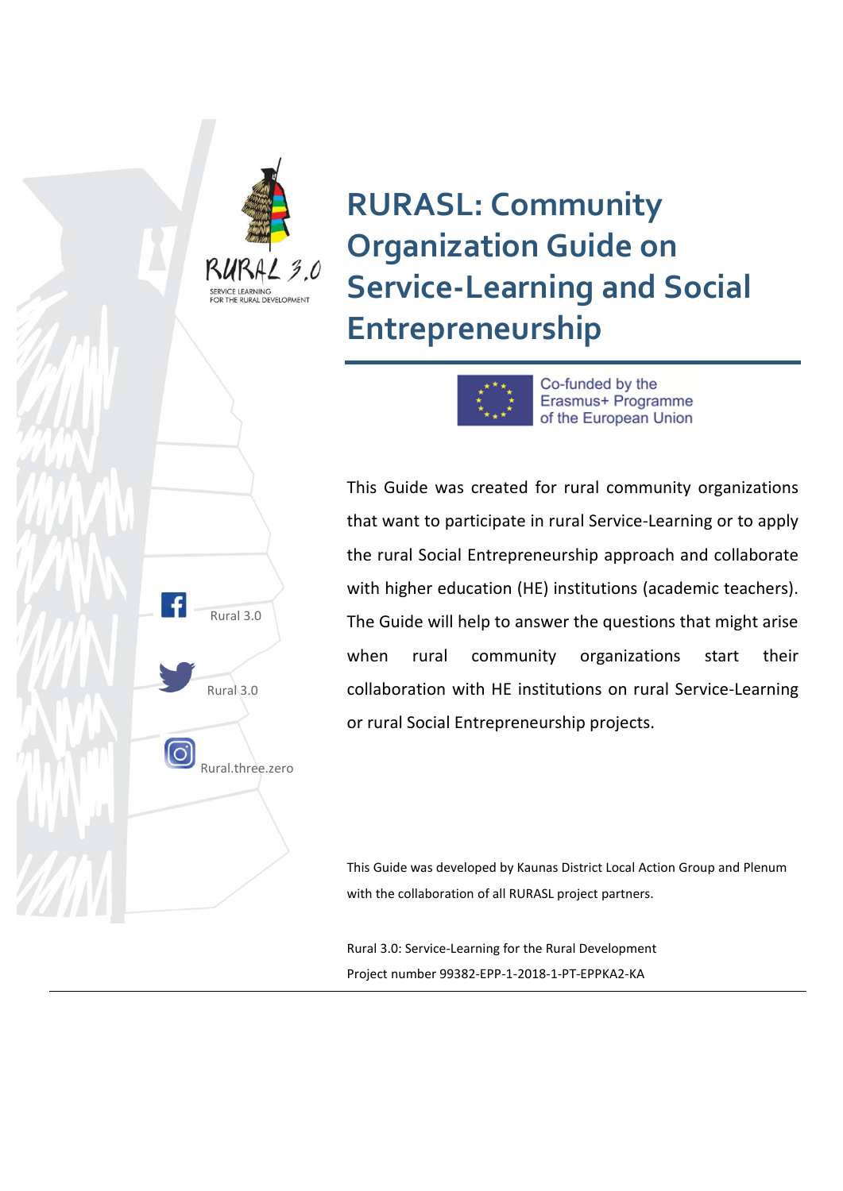RURAL 3.0

SERVICE LEARNING FOR THE RURAL DEVELOPMENT

# RURASL: Community Organization Guide on Service-Learning and Social Entrepreneurship

Co-funded by the Erasmus+ Programme of the European Union

This Guide was created for rural community organizations that want to participate in rural Service-Learning or to apply the rural Social Entrepreneurship approach and collaborate with higher education (HE) institutions (academic teachers). The Guide will help to answer the questions that might arise when rural community organizations start their collaboration with HE institutions on rural Service-Learning or rural Social Entrepreneurship projects.

Rural 3.0

Rural 3.0

Rural.three.zero

This Guide was developed by Kaunas District Local Action Group and Plenum with the collaboration of all RURASL project partners.

Rural 3.0: Service-Learning for the Rural Development
Project number 99382-EPP-1-2018-1-PT-EPPKA2-KA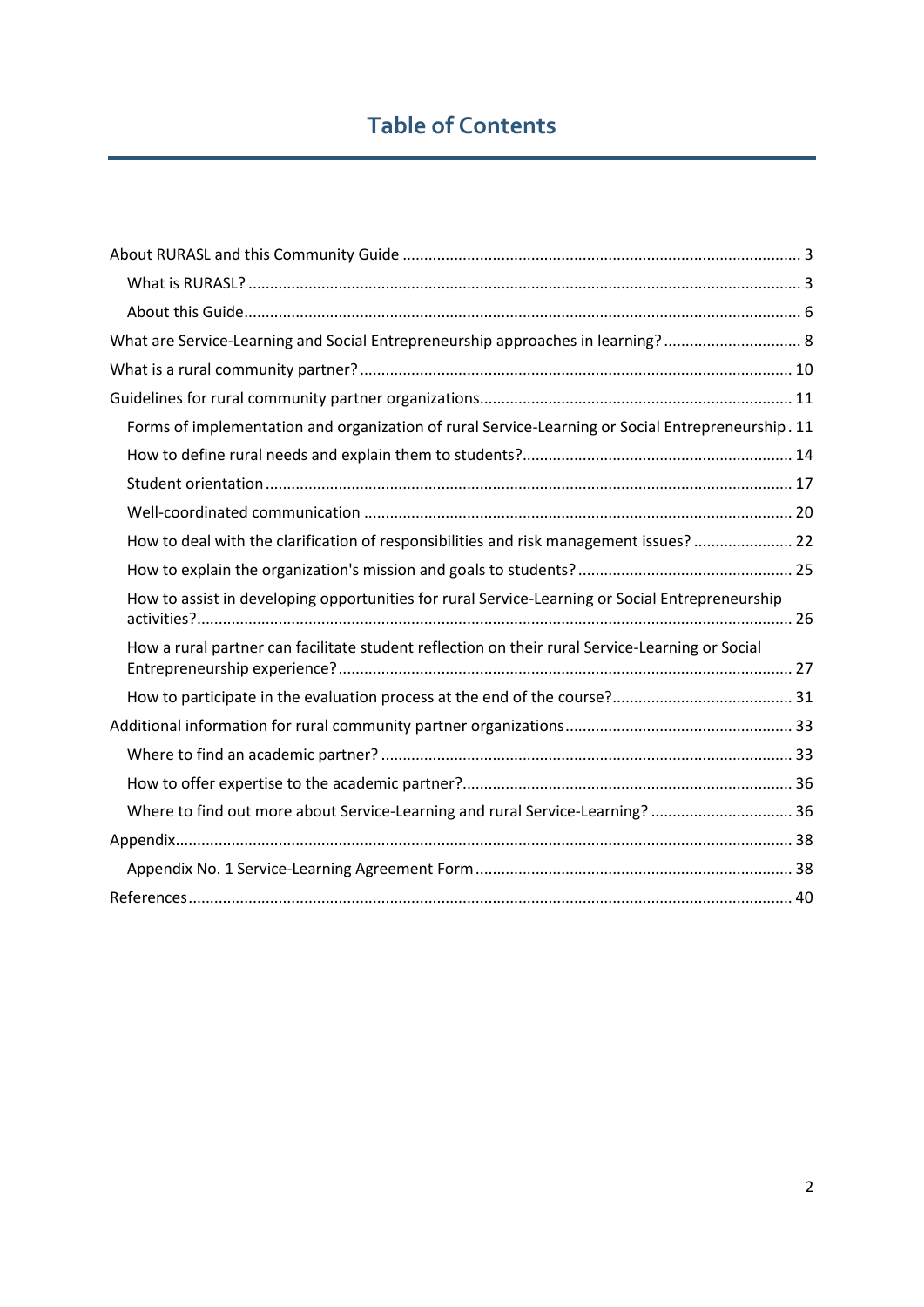# Table of Contents

- About RURASL and this Community Guide ... 3
  - What is RURASL? ... 3
  - About this Guide ... 6
- What are Service-Learning and Social Entrepreneurship approaches in learning? ... 8
- What is a rural community partner? ... 10
- Guidelines for rural community partner organizations ... 11
  - Forms of implementation and organization of rural Service-Learning or Social Entrepreneurship . 11
  - How to define rural needs and explain them to students? ... 14
  - Student orientation ... 17
  - Well-coordinated communication ... 20
  - How to deal with the clarification of responsibilities and risk management issues? ... 22
  - How to explain the organization's mission and goals to students? ... 25
  - How to assist in developing opportunities for rural Service-Learning or Social Entrepreneurship activities? ... 26
  - How a rural partner can facilitate student reflection on their rural Service-Learning or Social Entrepreneurship experience? ... 27
  - How to participate in the evaluation process at the end of the course? ... 31
- Additional information for rural community partner organizations ... 33
  - Where to find an academic partner? ... 33
  - How to offer expertise to the academic partner? ... 36
  - Where to find out more about Service-Learning and rural Service-Learning? ... 36
- Appendix ... 38
  - Appendix No. 1 Service-Learning Agreement Form ... 38
- References ... 40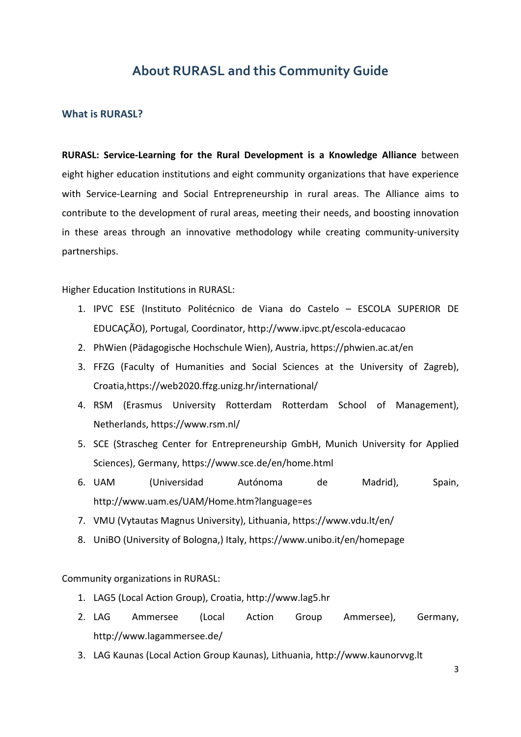# About RURASL and this Community Guide

## What is RURASL?

**RURASL: Service-Learning for the Rural Development is a Knowledge Alliance** between eight higher education institutions and eight community organizations that have experience with Service-Learning and Social Entrepreneurship in rural areas. The Alliance aims to contribute to the development of rural areas, meeting their needs, and boosting innovation in these areas through an innovative methodology while creating community-university partnerships.

Higher Education Institutions in RURASL:

1. IPVC ESE (Instituto Politécnico de Viana do Castelo – ESCOLA SUPERIOR DE EDUCAÇÃO), Portugal, Coordinator, http://www.ipvc.pt/escola-educacao
2. PhWien (Pädagogische Hochschule Wien), Austria, https://phwien.ac.at/en
3. FFZG (Faculty of Humanities and Social Sciences at the University of Zagreb), Croatia,https://web2020.ffzg.unizg.hr/international/
4. RSM (Erasmus University Rotterdam Rotterdam School of Management), Netherlands, https://www.rsm.nl/
5. SCE (Strascheg Center for Entrepreneurship GmbH, Munich University for Applied Sciences), Germany, https://www.sce.de/en/home.html
6. UAM (Universidad Autónoma de Madrid), Spain, http://www.uam.es/UAM/Home.htm?language=es
7. VMU (Vytautas Magnus University), Lithuania, https://www.vdu.lt/en/
8. UniBO (University of Bologna,) Italy, https://www.unibo.it/en/homepage

Community organizations in RURASL:

1. LAG5 (Local Action Group), Croatia, http://www.lag5.hr
2. LAG Ammersee (Local Action Group Ammersee), Germany, http://www.lagammersee.de/
3. LAG Kaunas (Local Action Group Kaunas), Lithuania, http://www.kaunorvvg.lt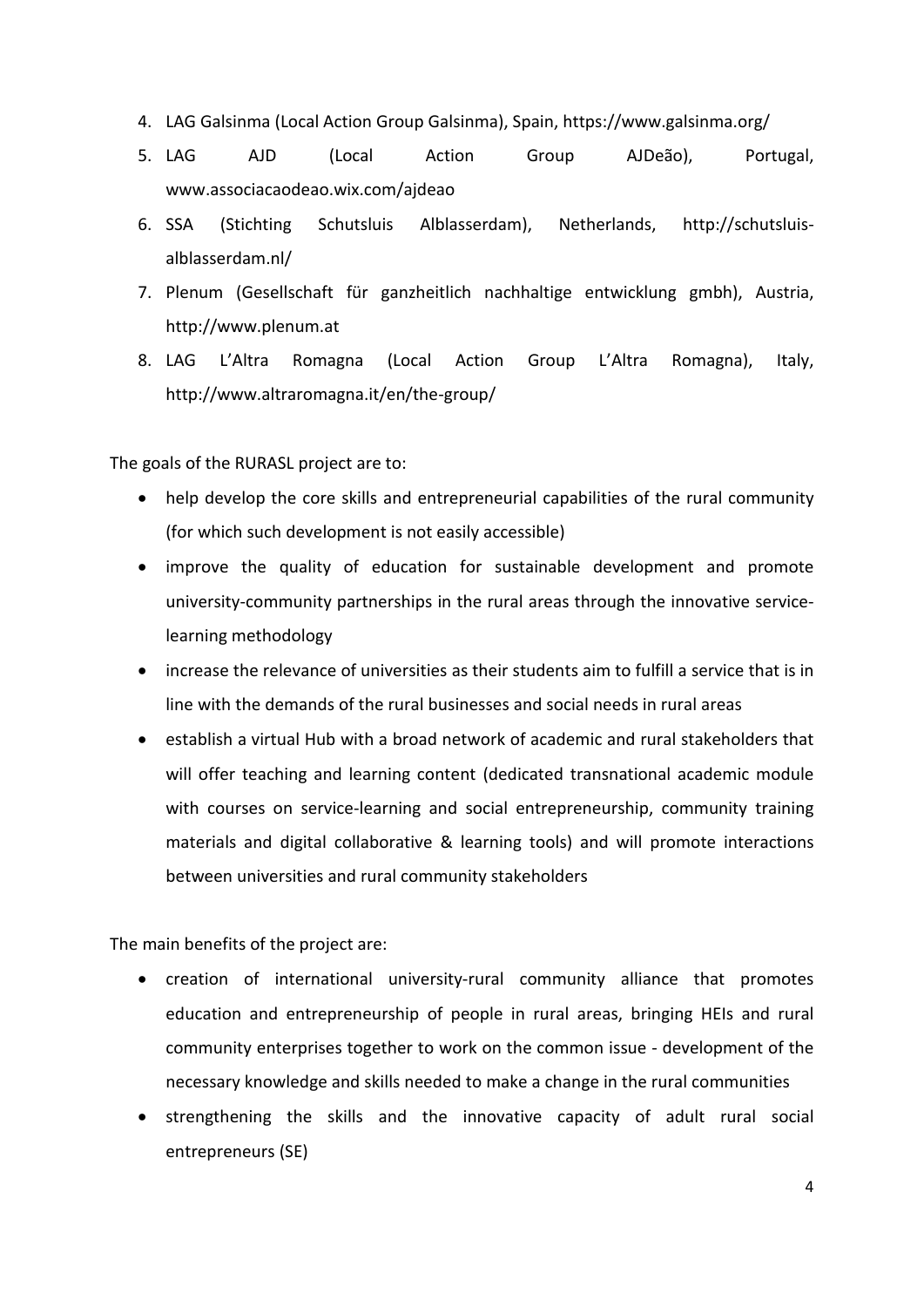4. LAG Galsinma (Local Action Group Galsinma), Spain, https://www.galsinma.org/
5. LAG AJD (Local Action Group AJDeão), Portugal, www.associacaodeao.wix.com/ajdeao
6. SSA (Stichting Schutsluis Alblasserdam), Netherlands, http://schutsluis-alblasserdam.nl/
7. Plenum (Gesellschaft für ganzheitlich nachhaltige entwicklung gmbh), Austria, http://www.plenum.at
8. LAG L'Altra Romagna (Local Action Group L'Altra Romagna), Italy, http://www.altraromagna.it/en/the-group/

The goals of the RURASL project are to:

- help develop the core skills and entrepreneurial capabilities of the rural community (for which such development is not easily accessible)
- improve the quality of education for sustainable development and promote university-community partnerships in the rural areas through the innovative service-learning methodology
- increase the relevance of universities as their students aim to fulfill a service that is in line with the demands of the rural businesses and social needs in rural areas
- establish a virtual Hub with a broad network of academic and rural stakeholders that will offer teaching and learning content (dedicated transnational academic module with courses on service-learning and social entrepreneurship, community training materials and digital collaborative & learning tools) and will promote interactions between universities and rural community stakeholders

The main benefits of the project are:

- creation of international university-rural community alliance that promotes education and entrepreneurship of people in rural areas, bringing HEIs and rural community enterprises together to work on the common issue - development of the necessary knowledge and skills needed to make a change in the rural communities
- strengthening the skills and the innovative capacity of adult rural social entrepreneurs (SE)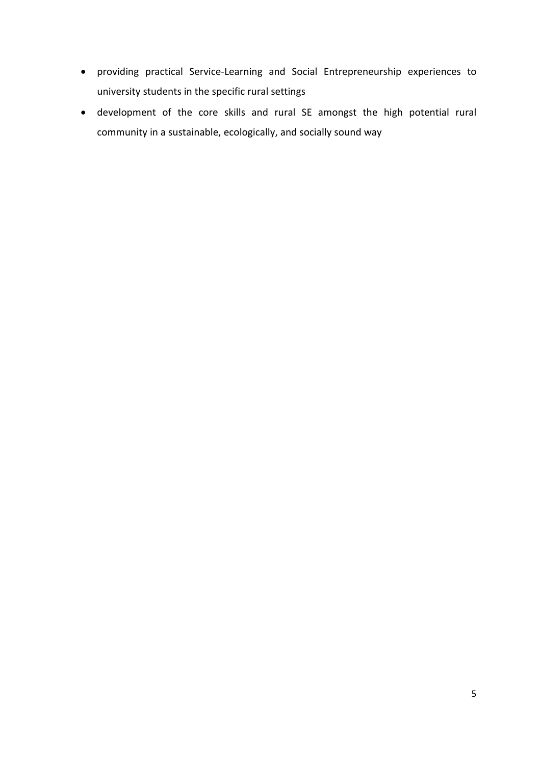- providing practical Service-Learning and Social Entrepreneurship experiences to university students in the specific rural settings
- development of the core skills and rural SE amongst the high potential rural community in a sustainable, ecologically, and socially sound way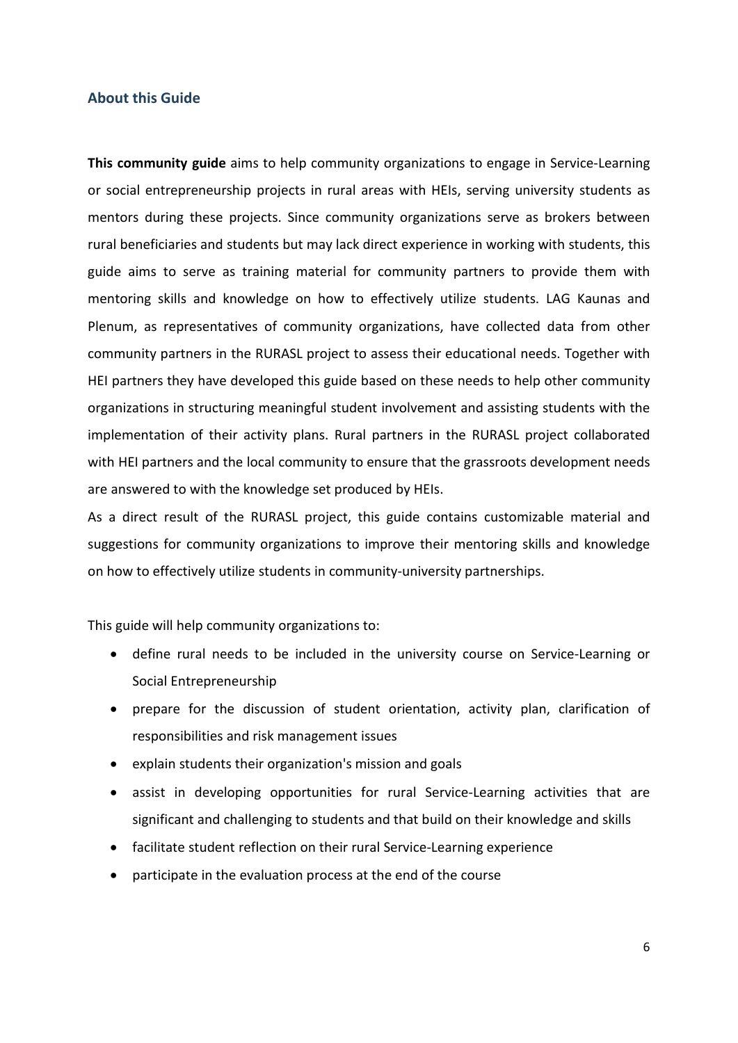## About this Guide

**This community guide** aims to help community organizations to engage in Service-Learning or social entrepreneurship projects in rural areas with HEIs, serving university students as mentors during these projects. Since community organizations serve as brokers between rural beneficiaries and students but may lack direct experience in working with students, this guide aims to serve as training material for community partners to provide them with mentoring skills and knowledge on how to effectively utilize students. LAG Kaunas and Plenum, as representatives of community organizations, have collected data from other community partners in the RURASL project to assess their educational needs. Together with HEI partners they have developed this guide based on these needs to help other community organizations in structuring meaningful student involvement and assisting students with the implementation of their activity plans. Rural partners in the RURASL project collaborated with HEI partners and the local community to ensure that the grassroots development needs are answered to with the knowledge set produced by HEIs.

As a direct result of the RURASL project, this guide contains customizable material and suggestions for community organizations to improve their mentoring skills and knowledge on how to effectively utilize students in community-university partnerships.

This guide will help community organizations to:

- define rural needs to be included in the university course on Service-Learning or Social Entrepreneurship
- prepare for the discussion of student orientation, activity plan, clarification of responsibilities and risk management issues
- explain students their organization's mission and goals
- assist in developing opportunities for rural Service-Learning activities that are significant and challenging to students and that build on their knowledge and skills
- facilitate student reflection on their rural Service-Learning experience
- participate in the evaluation process at the end of the course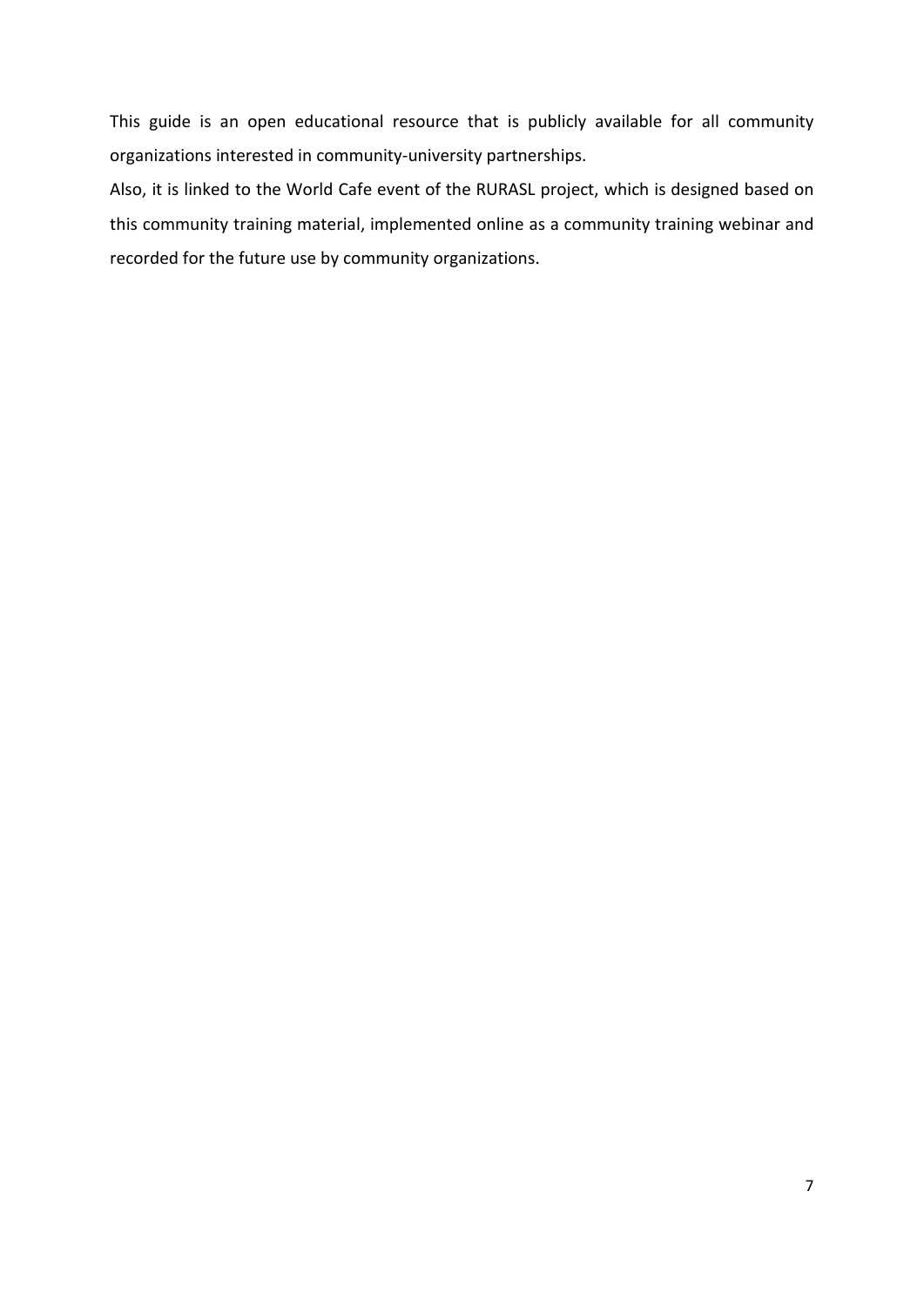This guide is an open educational resource that is publicly available for all community organizations interested in community-university partnerships.

Also, it is linked to the World Cafe event of the RURASL project, which is designed based on this community training material, implemented online as a community training webinar and recorded for the future use by community organizations.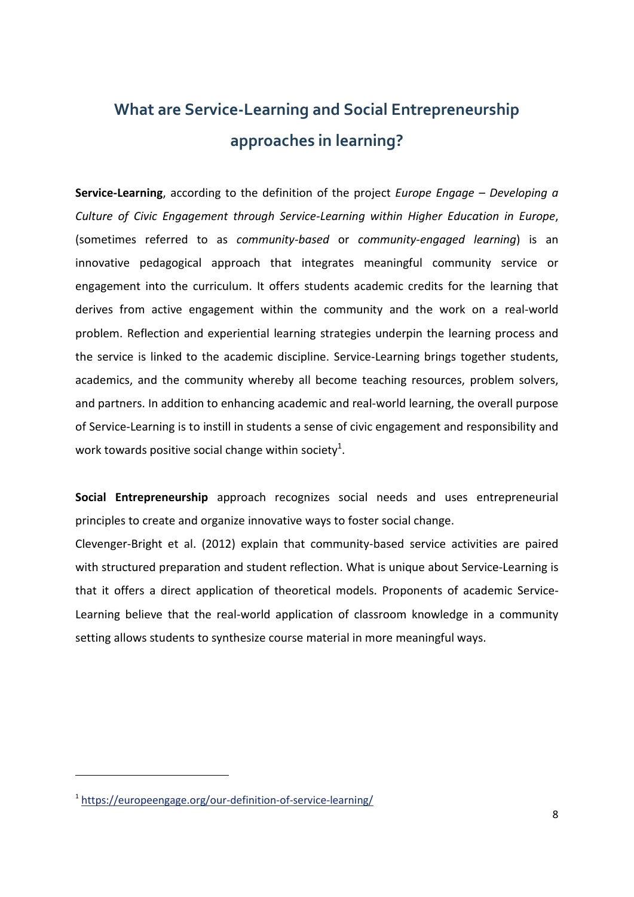# What are Service-Learning and Social Entrepreneurship approaches in learning?

**Service-Learning**, according to the definition of the project *Europe Engage – Developing a Culture of Civic Engagement through Service-Learning within Higher Education in Europe*, (sometimes referred to as *community-based* or *community-engaged learning*) is an innovative pedagogical approach that integrates meaningful community service or engagement into the curriculum. It offers students academic credits for the learning that derives from active engagement within the community and the work on a real-world problem. Reflection and experiential learning strategies underpin the learning process and the service is linked to the academic discipline. Service-Learning brings together students, academics, and the community whereby all become teaching resources, problem solvers, and partners. In addition to enhancing academic and real-world learning, the overall purpose of Service-Learning is to instill in students a sense of civic engagement and responsibility and work towards positive social change within society[1].

**Social Entrepreneurship** approach recognizes social needs and uses entrepreneurial principles to create and organize innovative ways to foster social change.

Clevenger-Bright et al. (2012) explain that community-based service activities are paired with structured preparation and student reflection. What is unique about Service-Learning is that it offers a direct application of theoretical models. Proponents of academic Service-Learning believe that the real-world application of classroom knowledge in a community setting allows students to synthesize course material in more meaningful ways.

---

[1] https://europeengage.org/our-definition-of-service-learning/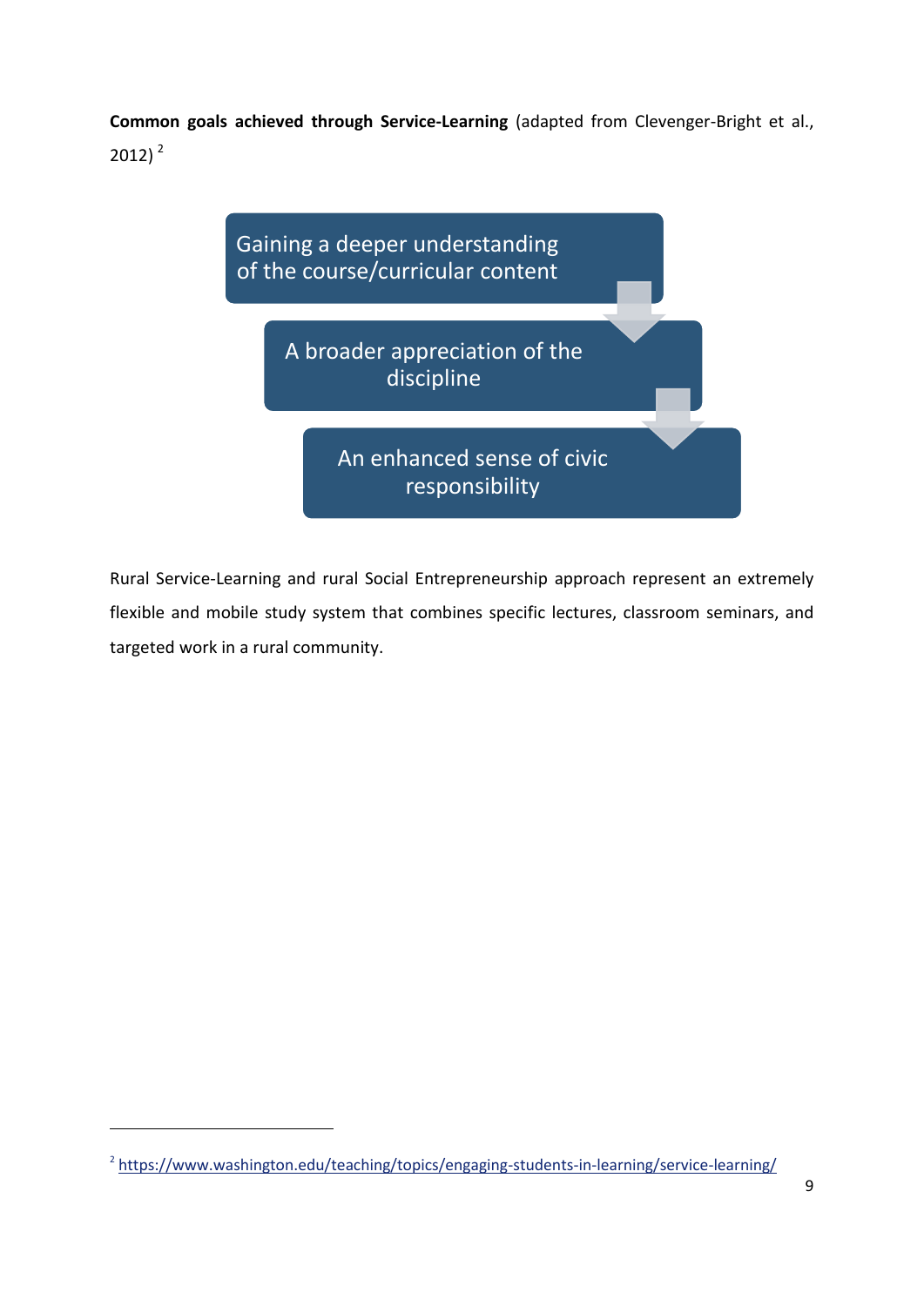**Common goals achieved through Service-Learning** (adapted from Clevenger-Bright et al., 2012) [2]

- Gaining a deeper understanding of the course/curricular content
- A broader appreciation of the discipline
- An enhanced sense of civic responsibility

Rural Service-Learning and rural Social Entrepreneurship approach represent an extremely flexible and mobile study system that combines specific lectures, classroom seminars, and targeted work in a rural community.

[2] https://www.washington.edu/teaching/topics/engaging-students-in-learning/service-learning/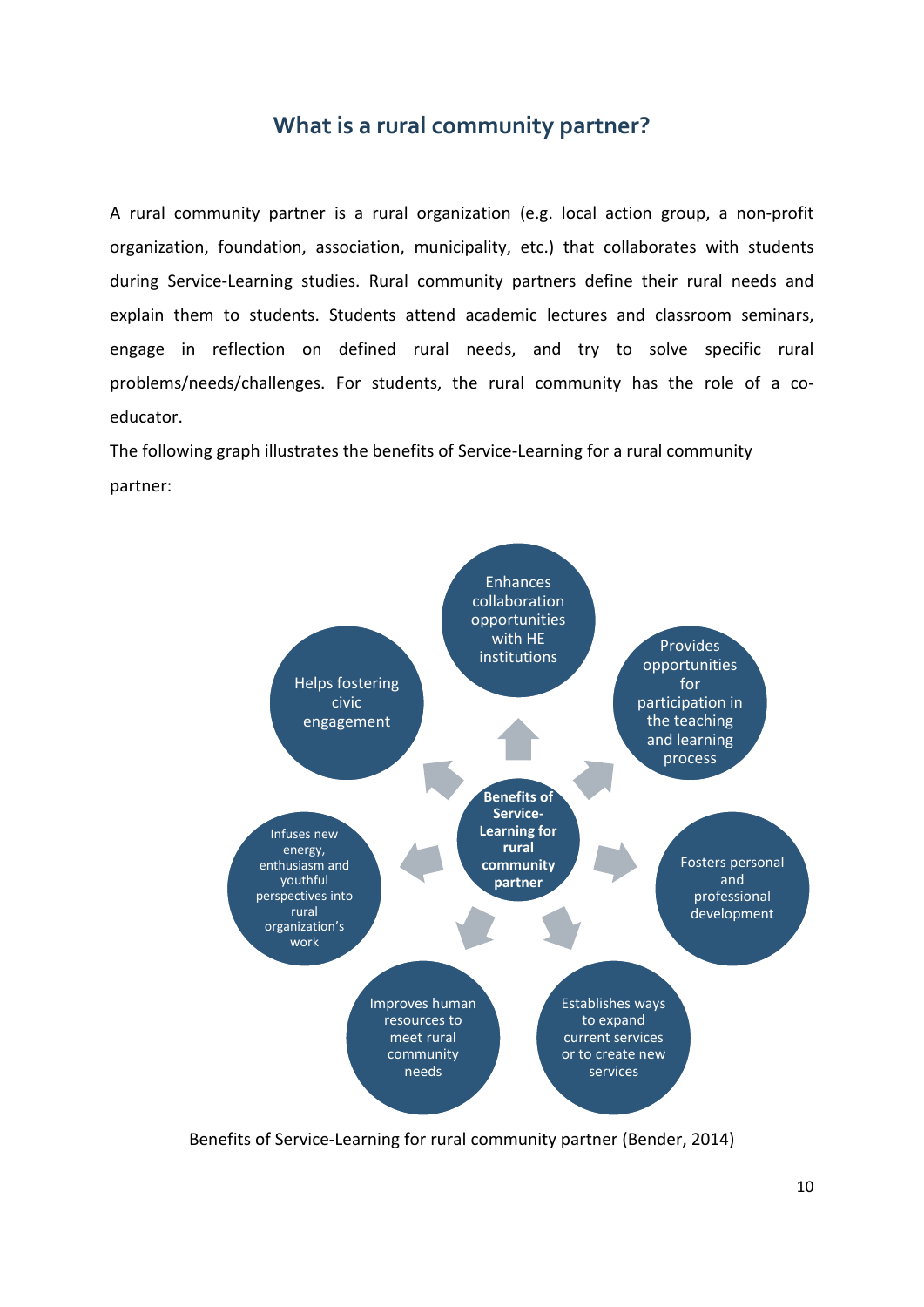## What is a rural community partner?

A rural community partner is a rural organization (e.g. local action group, a non-profit organization, foundation, association, municipality, etc.) that collaborates with students during Service-Learning studies. Rural community partners define their rural needs and explain them to students. Students attend academic lectures and classroom seminars, engage in reflection on defined rural needs, and try to solve specific rural problems/needs/challenges. For students, the rural community has the role of a co-educator.

The following graph illustrates the benefits of Service-Learning for a rural community partner:

**Benefits of Service-Learning for rural community partner**

- Enhances collaboration opportunities with HE institutions
- Provides opportunities for participation in the teaching and learning process
- Fosters personal and professional development
- Establishes ways to expand current services or to create new services
- Improves human resources to meet rural community needs
- Infuses new energy, enthusiasm and youthful perspectives into rural organization's work
- Helps fostering civic engagement

Benefits of Service-Learning for rural community partner (Bender, 2014)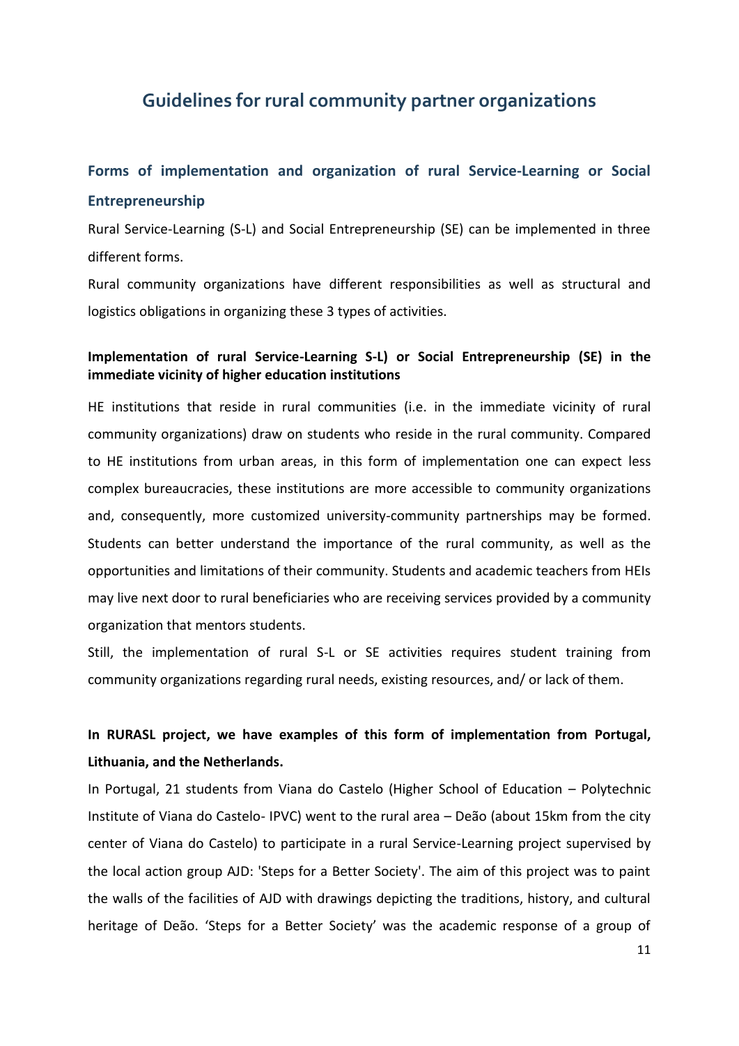## Guidelines for rural community partner organizations

### Forms of implementation and organization of rural Service-Learning or Social Entrepreneurship

Rural Service-Learning (S-L) and Social Entrepreneurship (SE) can be implemented in three different forms.

Rural community organizations have different responsibilities as well as structural and logistics obligations in organizing these 3 types of activities.

**Implementation of rural Service-Learning S-L) or Social Entrepreneurship (SE) in the immediate vicinity of higher education institutions**

HE institutions that reside in rural communities (i.e. in the immediate vicinity of rural community organizations) draw on students who reside in the rural community. Compared to HE institutions from urban areas, in this form of implementation one can expect less complex bureaucracies, these institutions are more accessible to community organizations and, consequently, more customized university-community partnerships may be formed. Students can better understand the importance of the rural community, as well as the opportunities and limitations of their community. Students and academic teachers from HEIs may live next door to rural beneficiaries who are receiving services provided by a community organization that mentors students.

Still, the implementation of rural S-L or SE activities requires student training from community organizations regarding rural needs, existing resources, and/ or lack of them.

**In RURASL project, we have examples of this form of implementation from Portugal, Lithuania, and the Netherlands.**

In Portugal, 21 students from Viana do Castelo (Higher School of Education – Polytechnic Institute of Viana do Castelo- IPVC) went to the rural area – Deão (about 15km from the city center of Viana do Castelo) to participate in a rural Service-Learning project supervised by the local action group AJD: 'Steps for a Better Society'. The aim of this project was to paint the walls of the facilities of AJD with drawings depicting the traditions, history, and cultural heritage of Deão. 'Steps for a Better Society' was the academic response of a group of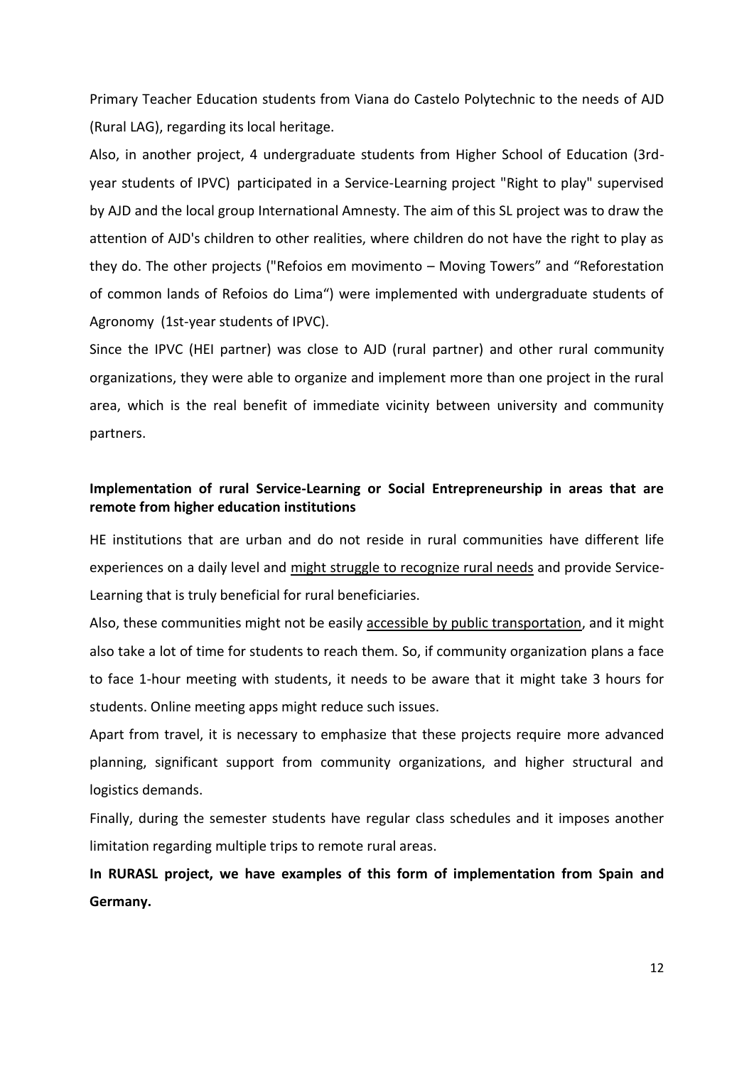Primary Teacher Education students from Viana do Castelo Polytechnic to the needs of AJD (Rural LAG), regarding its local heritage.

Also, in another project, 4 undergraduate students from Higher School of Education (3rd-year students of IPVC) participated in a Service-Learning project "Right to play" supervised by AJD and the local group International Amnesty. The aim of this SL project was to draw the attention of AJD's children to other realities, where children do not have the right to play as they do. The other projects ("Refoios em movimento – Moving Towers" and "Reforestation of common lands of Refoios do Lima") were implemented with undergraduate students of Agronomy (1st-year students of IPVC).

Since the IPVC (HEI partner) was close to AJD (rural partner) and other rural community organizations, they were able to organize and implement more than one project in the rural area, which is the real benefit of immediate vicinity between university and community partners.

### Implementation of rural Service-Learning or Social Entrepreneurship in areas that are remote from higher education institutions

HE institutions that are urban and do not reside in rural communities have different life experiences on a daily level and <u>might struggle to recognize rural needs</u> and provide Service-Learning that is truly beneficial for rural beneficiaries.

Also, these communities might not be easily <u>accessible by public transportation</u>, and it might also take a lot of time for students to reach them. So, if community organization plans a face to face 1-hour meeting with students, it needs to be aware that it might take 3 hours for students. Online meeting apps might reduce such issues.

Apart from travel, it is necessary to emphasize that these projects require more advanced planning, significant support from community organizations, and higher structural and logistics demands.

Finally, during the semester students have regular class schedules and it imposes another limitation regarding multiple trips to remote rural areas.

**In RURASL project, we have examples of this form of implementation from Spain and Germany.**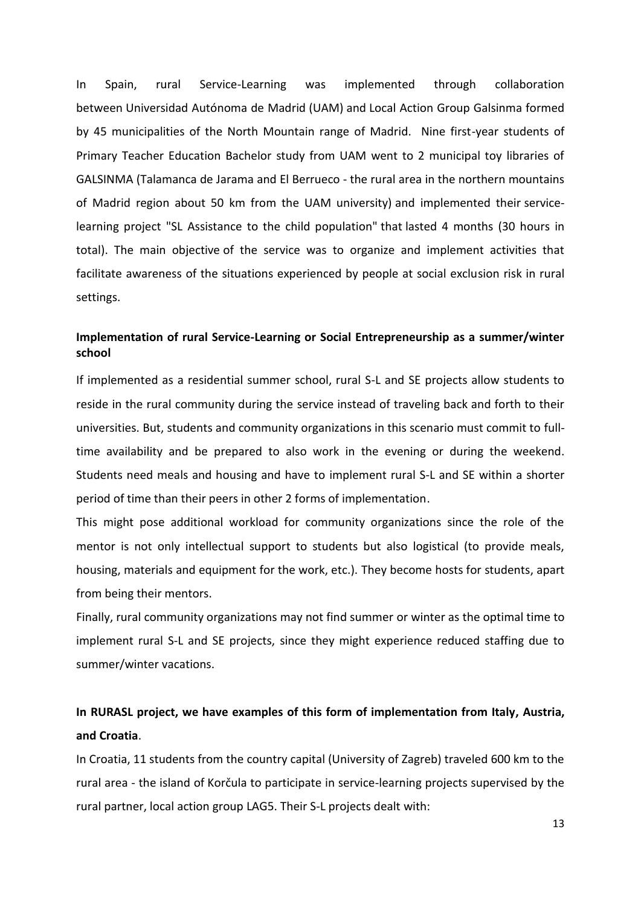In Spain, rural Service-Learning was implemented through collaboration between Universidad Autónoma de Madrid (UAM) and Local Action Group Galsinma formed by 45 municipalities of the North Mountain range of Madrid. Nine first-year students of Primary Teacher Education Bachelor study from UAM went to 2 municipal toy libraries of GALSINMA (Talamanca de Jarama and El Berrueco - the rural area in the northern mountains of Madrid region about 50 km from the UAM university) and implemented their service-learning project "SL Assistance to the child population" that lasted 4 months (30 hours in total). The main objective of the service was to organize and implement activities that facilitate awareness of the situations experienced by people at social exclusion risk in rural settings.

**Implementation of rural Service-Learning or Social Entrepreneurship as a summer/winter school**

If implemented as a residential summer school, rural S-L and SE projects allow students to reside in the rural community during the service instead of traveling back and forth to their universities. But, students and community organizations in this scenario must commit to full-time availability and be prepared to also work in the evening or during the weekend. Students need meals and housing and have to implement rural S-L and SE within a shorter period of time than their peers in other 2 forms of implementation.

This might pose additional workload for community organizations since the role of the mentor is not only intellectual support to students but also logistical (to provide meals, housing, materials and equipment for the work, etc.). They become hosts for students, apart from being their mentors.

Finally, rural community organizations may not find summer or winter as the optimal time to implement rural S-L and SE projects, since they might experience reduced staffing due to summer/winter vacations.

**In RURASL project, we have examples of this form of implementation from Italy, Austria, and Croatia**.

In Croatia, 11 students from the country capital (University of Zagreb) traveled 600 km to the rural area - the island of Korčula to participate in service-learning projects supervised by the rural partner, local action group LAG5. Their S-L projects dealt with: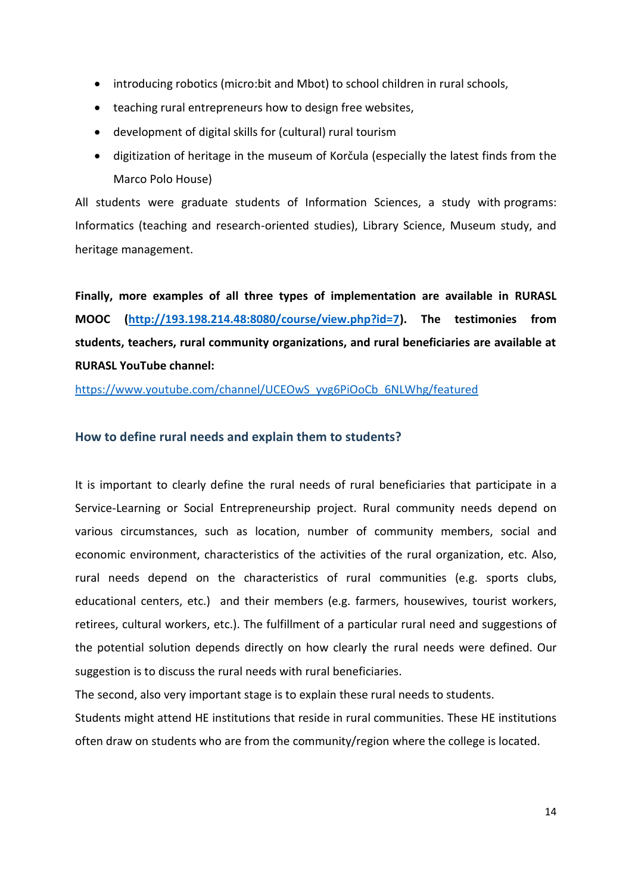- introducing robotics (micro:bit and Mbot) to school children in rural schools,
- teaching rural entrepreneurs how to design free websites,
- development of digital skills for (cultural) rural tourism
- digitization of heritage in the museum of Korčula (especially the latest finds from the Marco Polo House)

All students were graduate students of Information Sciences, a study with programs: Informatics (teaching and research-oriented studies), Library Science, Museum study, and heritage management.

**Finally, more examples of all three types of implementation are available in RURASL MOOC (http://193.198.214.48:8080/course/view.php?id=7). The testimonies from students, teachers, rural community organizations, and rural beneficiaries are available at RURASL YouTube channel:**

https://www.youtube.com/channel/UCEOwS_yvg6PiOoCb_6NLWhg/featured

### How to define rural needs and explain them to students?

It is important to clearly define the rural needs of rural beneficiaries that participate in a Service-Learning or Social Entrepreneurship project. Rural community needs depend on various circumstances, such as location, number of community members, social and economic environment, characteristics of the activities of the rural organization, etc. Also, rural needs depend on the characteristics of rural communities (e.g. sports clubs, educational centers, etc.) and their members (e.g. farmers, housewives, tourist workers, retirees, cultural workers, etc.). The fulfillment of a particular rural need and suggestions of the potential solution depends directly on how clearly the rural needs were defined. Our suggestion is to discuss the rural needs with rural beneficiaries.

The second, also very important stage is to explain these rural needs to students.

Students might attend HE institutions that reside in rural communities. These HE institutions often draw on students who are from the community/region where the college is located.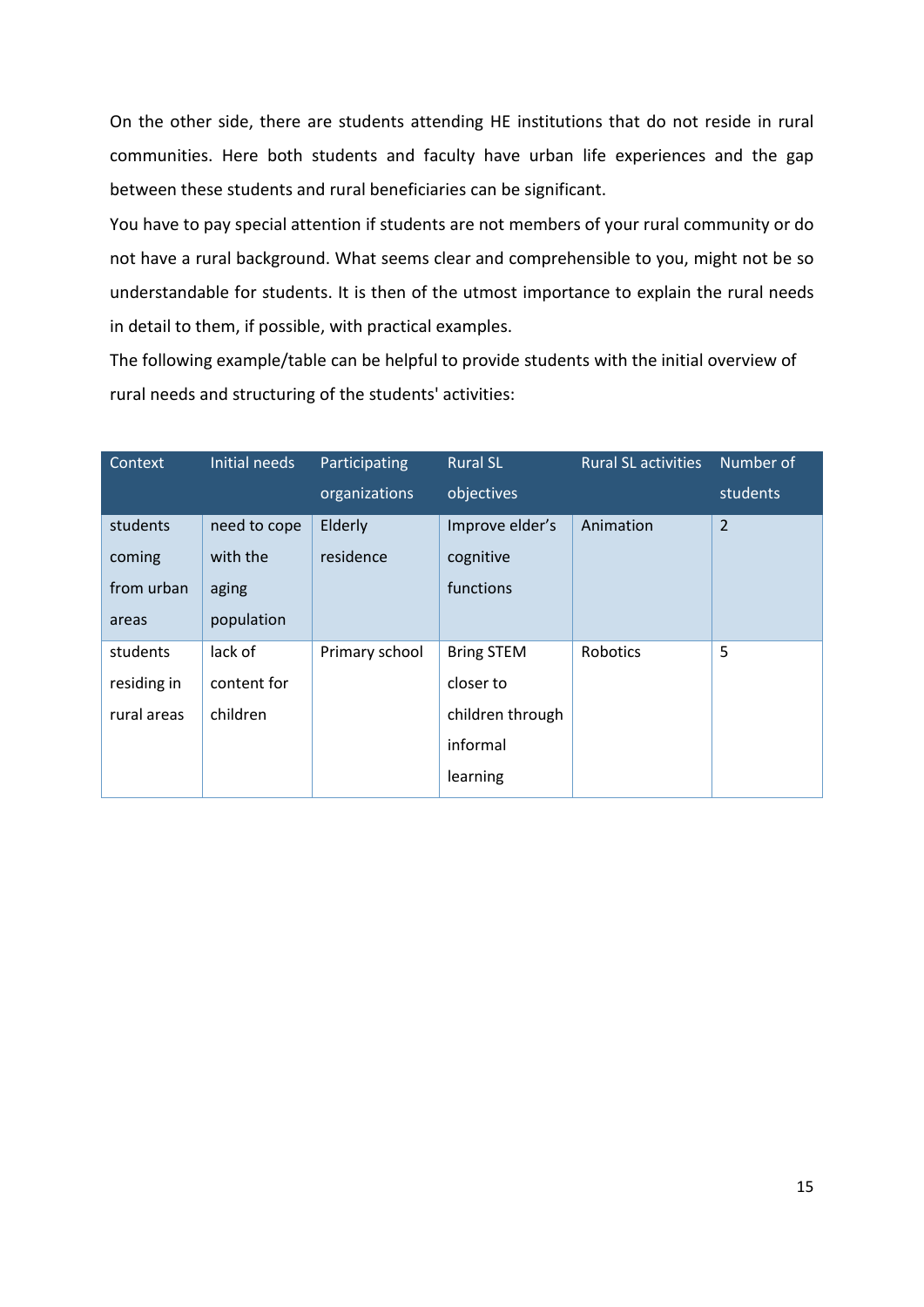On the other side, there are students attending HE institutions that do not reside in rural communities. Here both students and faculty have urban life experiences and the gap between these students and rural beneficiaries can be significant.

You have to pay special attention if students are not members of your rural community or do not have a rural background. What seems clear and comprehensible to you, might not be so understandable for students. It is then of the utmost importance to explain the rural needs in detail to them, if possible, with practical examples.

The following example/table can be helpful to provide students with the initial overview of rural needs and structuring of the students' activities:

| Context | Initial needs | Participating organizations | Rural SL objectives | Rural SL activities | Number of students |
|---|---|---|---|---|---|
| students coming from urban areas | need to cope with the aging population | Elderly residence | Improve elder's cognitive functions | Animation | 2 |
| students residing in rural areas | lack of content for children | Primary school | Bring STEM closer to children through informal learning | Robotics | 5 |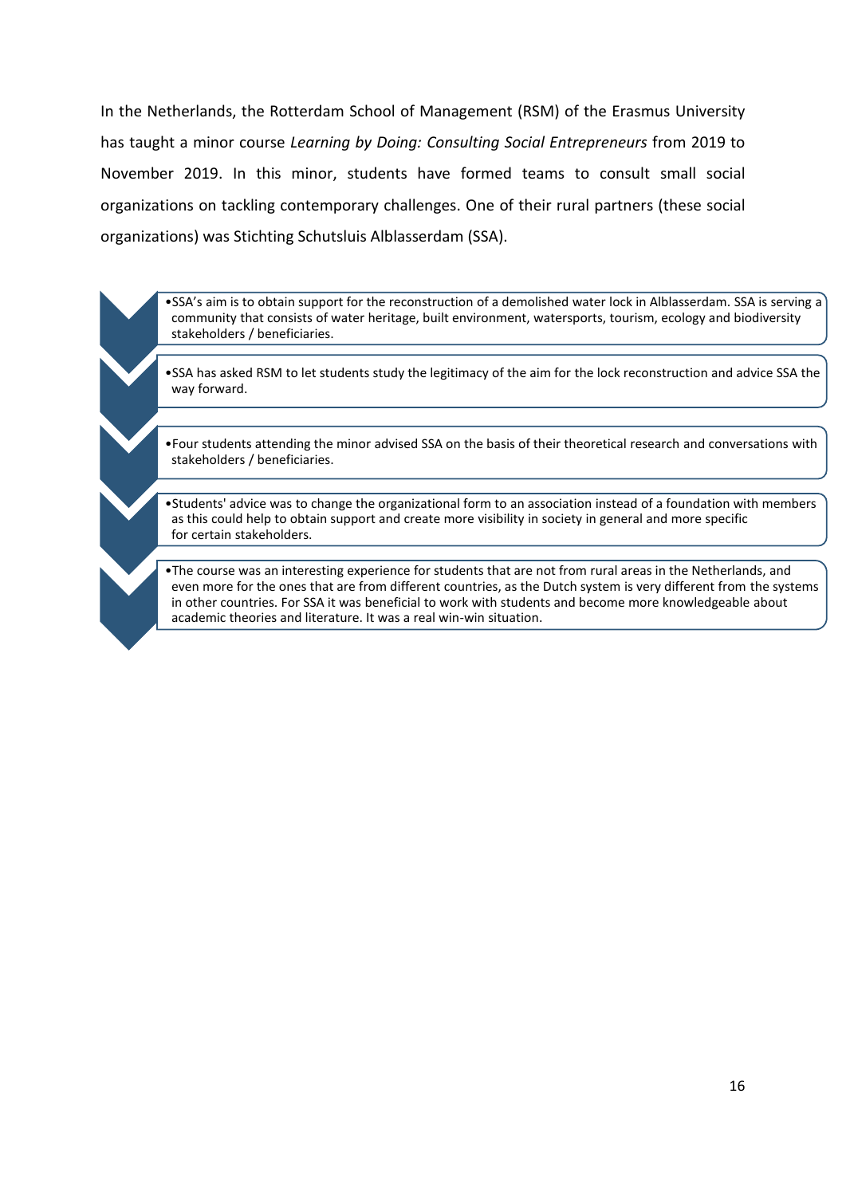In the Netherlands, the Rotterdam School of Management (RSM) of the Erasmus University has taught a minor course *Learning by Doing: Consulting Social Entrepreneurs* from 2019 to November 2019. In this minor, students have formed teams to consult small social organizations on tackling contemporary challenges. One of their rural partners (these social organizations) was Stichting Schutsluis Alblasserdam (SSA).

- SSA's aim is to obtain support for the reconstruction of a demolished water lock in Alblasserdam. SSA is serving a community that consists of water heritage, built environment, watersports, tourism, ecology and biodiversity stakeholders / beneficiaries.
- SSA has asked RSM to let students study the legitimacy of the aim for the lock reconstruction and advice SSA the way forward.
- Four students attending the minor advised SSA on the basis of their theoretical research and conversations with stakeholders / beneficiaries.
- Students' advice was to change the organizational form to an association instead of a foundation with members as this could help to obtain support and create more visibility in society in general and more specific for certain stakeholders.
- The course was an interesting experience for students that are not from rural areas in the Netherlands, and even more for the ones that are from different countries, as the Dutch system is very different from the systems in other countries. For SSA it was beneficial to work with students and become more knowledgeable about academic theories and literature. It was a real win-win situation.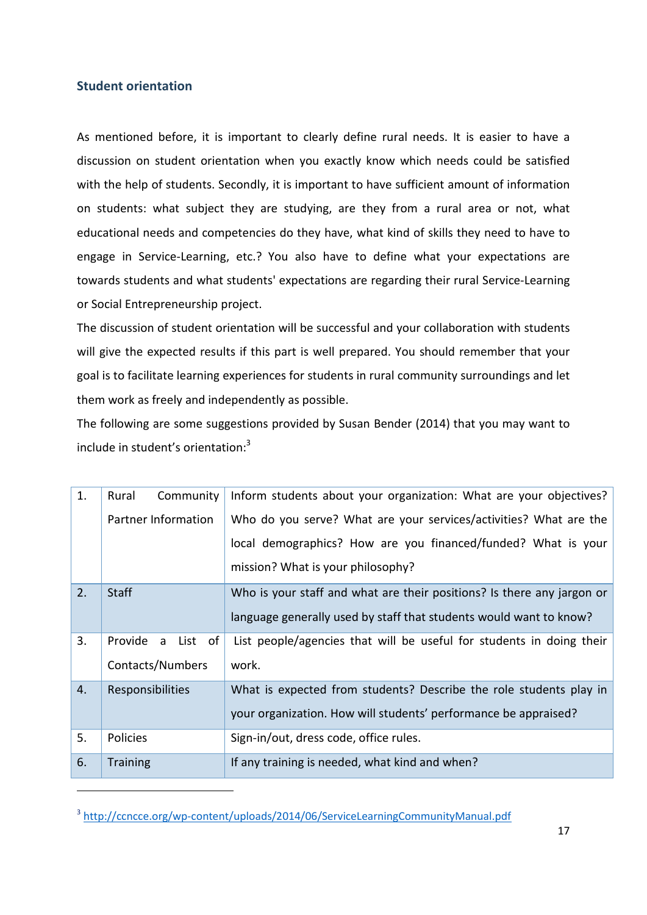### Student orientation

As mentioned before, it is important to clearly define rural needs. It is easier to have a discussion on student orientation when you exactly know which needs could be satisfied with the help of students. Secondly, it is important to have sufficient amount of information on students: what subject they are studying, are they from a rural area or not, what educational needs and competencies do they have, what kind of skills they need to have to engage in Service-Learning, etc.? You also have to define what your expectations are towards students and what students' expectations are regarding their rural Service-Learning or Social Entrepreneurship project.

The discussion of student orientation will be successful and your collaboration with students will give the expected results if this part is well prepared. You should remember that your goal is to facilitate learning experiences for students in rural community surroundings and let them work as freely and independently as possible.

The following are some suggestions provided by Susan Bender (2014) that you may want to include in student's orientation:[3]

| | | |
|---|---|---|
| 1. | Rural Community Partner Information | Inform students about your organization: What are your objectives? Who do you serve? What are your services/activities? What are the local demographics? How are you financed/funded? What is your mission? What is your philosophy? |
| 2. | Staff | Who is your staff and what are their positions? Is there any jargon or language generally used by staff that students would want to know? |
| 3. | Provide a List of Contacts/Numbers | List people/agencies that will be useful for students in doing their work. |
| 4. | Responsibilities | What is expected from students? Describe the role students play in your organization. How will students' performance be appraised? |
| 5. | Policies | Sign-in/out, dress code, office rules. |
| 6. | Training | If any training is needed, what kind and when? |

[3] http://ccncce.org/wp-content/uploads/2014/06/ServiceLearningCommunityManual.pdf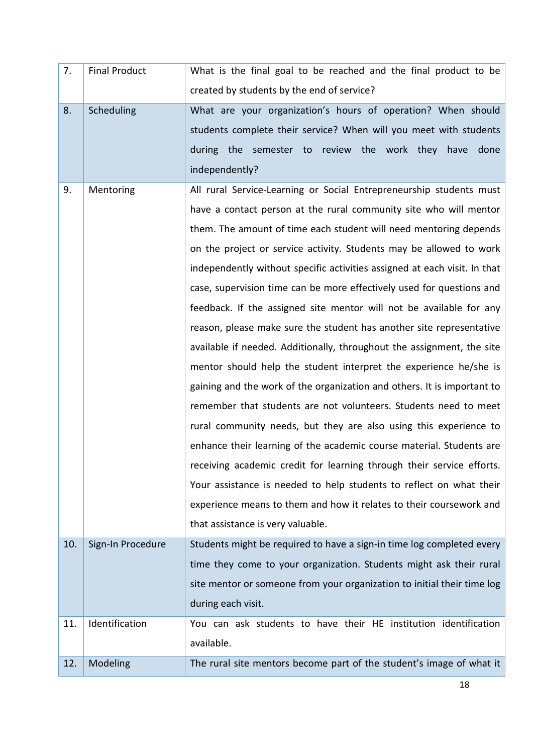| | | |
|---|---|---|
| 7. | Final Product | What is the final goal to be reached and the final product to be created by students by the end of service? |
| 8. | Scheduling | What are your organization's hours of operation? When should students complete their service? When will you meet with students during the semester to review the work they have done independently? |
| 9. | Mentoring | All rural Service-Learning or Social Entrepreneurship students must have a contact person at the rural community site who will mentor them. The amount of time each student will need mentoring depends on the project or service activity. Students may be allowed to work independently without specific activities assigned at each visit. In that case, supervision time can be more effectively used for questions and feedback. If the assigned site mentor will not be available for any reason, please make sure the student has another site representative available if needed. Additionally, throughout the assignment, the site mentor should help the student interpret the experience he/she is gaining and the work of the organization and others. It is important to remember that students are not volunteers. Students need to meet rural community needs, but they are also using this experience to enhance their learning of the academic course material. Students are receiving academic credit for learning through their service efforts. Your assistance is needed to help students to reflect on what their experience means to them and how it relates to their coursework and that assistance is very valuable. |
| 10. | Sign-In Procedure | Students might be required to have a sign-in time log completed every time they come to your organization. Students might ask their rural site mentor or someone from your organization to initial their time log during each visit. |
| 11. | Identification | You can ask students to have their HE institution identification available. |
| 12. | Modeling | The rural site mentors become part of the student's image of what it |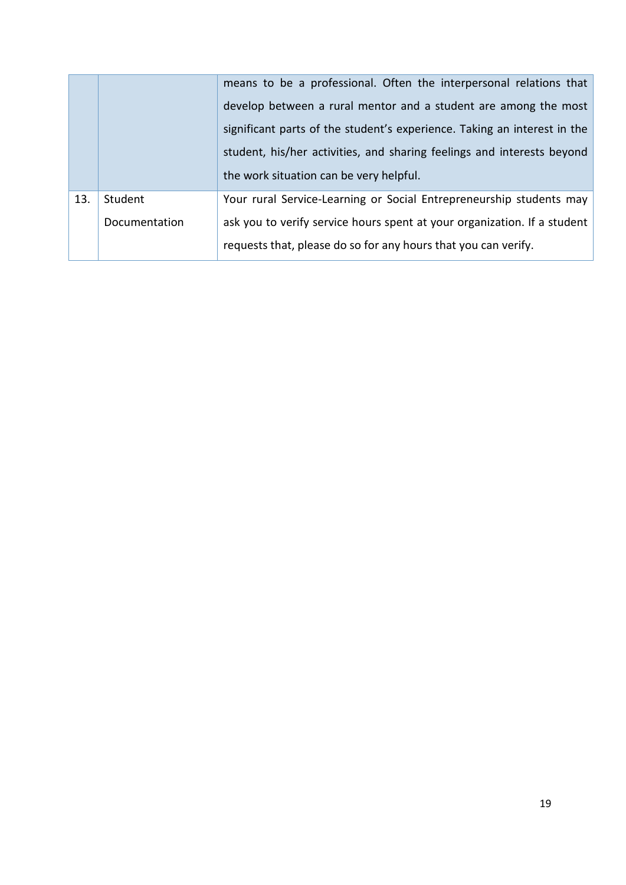| | | |
|---|---|---|
| | | means to be a professional. Often the interpersonal relations that develop between a rural mentor and a student are among the most significant parts of the student's experience. Taking an interest in the student, his/her activities, and sharing feelings and interests beyond the work situation can be very helpful. |
| 13. | Student Documentation | Your rural Service-Learning or Social Entrepreneurship students may ask you to verify service hours spent at your organization. If a student requests that, please do so for any hours that you can verify. |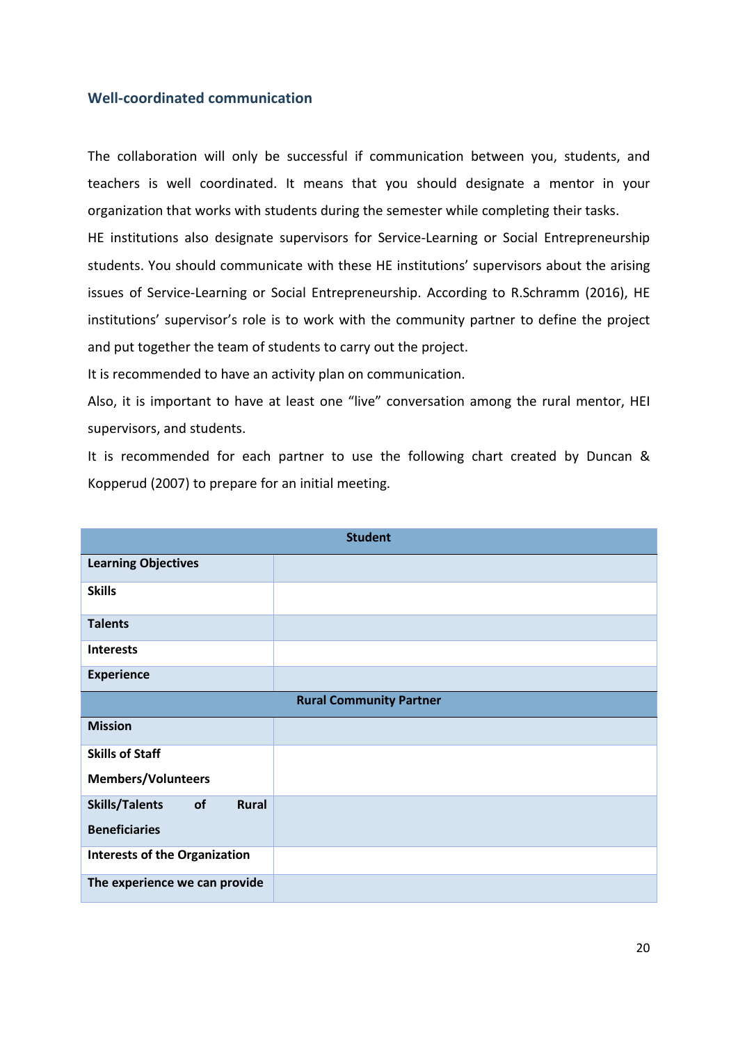## Well-coordinated communication

The collaboration will only be successful if communication between you, students, and teachers is well coordinated. It means that you should designate a mentor in your organization that works with students during the semester while completing their tasks.

HE institutions also designate supervisors for Service-Learning or Social Entrepreneurship students. You should communicate with these HE institutions' supervisors about the arising issues of Service-Learning or Social Entrepreneurship. According to R.Schramm (2016), HE institutions' supervisor's role is to work with the community partner to define the project and put together the team of students to carry out the project.

It is recommended to have an activity plan on communication.

Also, it is important to have at least one "live" conversation among the rural mentor, HEI supervisors, and students.

It is recommended for each partner to use the following chart created by Duncan & Kopperud (2007) to prepare for an initial meeting.

| **Student** | |
|---|---|
| **Learning Objectives** | |
| **Skills** | |
| **Talents** | |
| **Interests** | |
| **Experience** | |
| **Rural Community Partner** | |
| **Mission** | |
| **Skills of Staff Members/Volunteers** | |
| **Skills/Talents of Rural Beneficiaries** | |
| **Interests of the Organization** | |
| **The experience we can provide** | |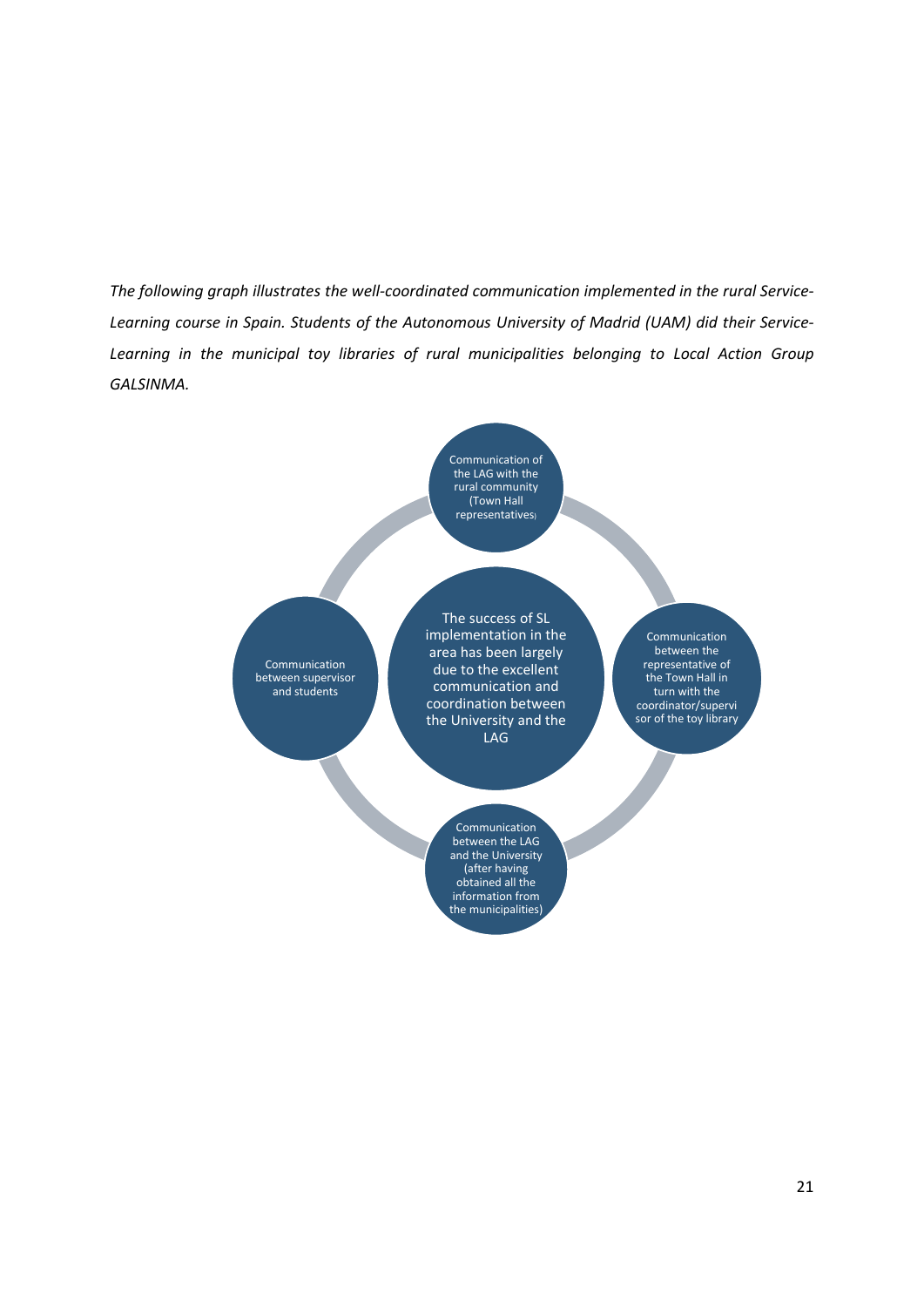*The following graph illustrates the well-coordinated communication implemented in the rural Service-Learning course in Spain. Students of the Autonomous University of Madrid (UAM) did their Service-Learning in the municipal toy libraries of rural municipalities belonging to Local Action Group GALSINMA.*

The success of SL implementation in the area has been largely due to the excellent communication and coordination between the University and the LAG

- Communication of the LAG with the rural community (Town Hall representatives)
- Communication between the representative of the Town Hall in turn with the coordinator/supervisor of the toy library
- Communication between the LAG and the University (after having obtained all the information from the municipalities)
- Communication between supervisor and students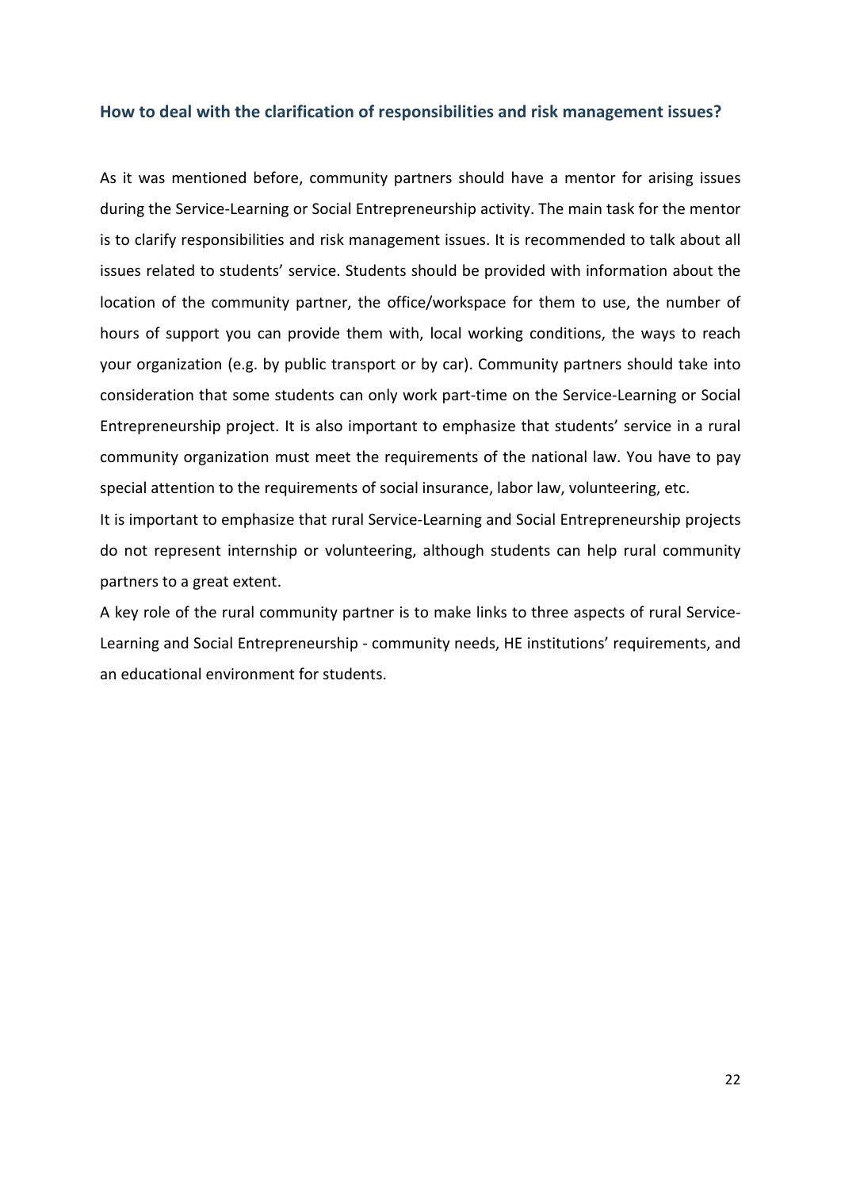### How to deal with the clarification of responsibilities and risk management issues?

As it was mentioned before, community partners should have a mentor for arising issues during the Service-Learning or Social Entrepreneurship activity. The main task for the mentor is to clarify responsibilities and risk management issues. It is recommended to talk about all issues related to students' service. Students should be provided with information about the location of the community partner, the office/workspace for them to use, the number of hours of support you can provide them with, local working conditions, the ways to reach your organization (e.g. by public transport or by car). Community partners should take into consideration that some students can only work part-time on the Service-Learning or Social Entrepreneurship project. It is also important to emphasize that students' service in a rural community organization must meet the requirements of the national law. You have to pay special attention to the requirements of social insurance, labor law, volunteering, etc.

It is important to emphasize that rural Service-Learning and Social Entrepreneurship projects do not represent internship or volunteering, although students can help rural community partners to a great extent.

A key role of the rural community partner is to make links to three aspects of rural Service-Learning and Social Entrepreneurship - community needs, HE institutions' requirements, and an educational environment for students.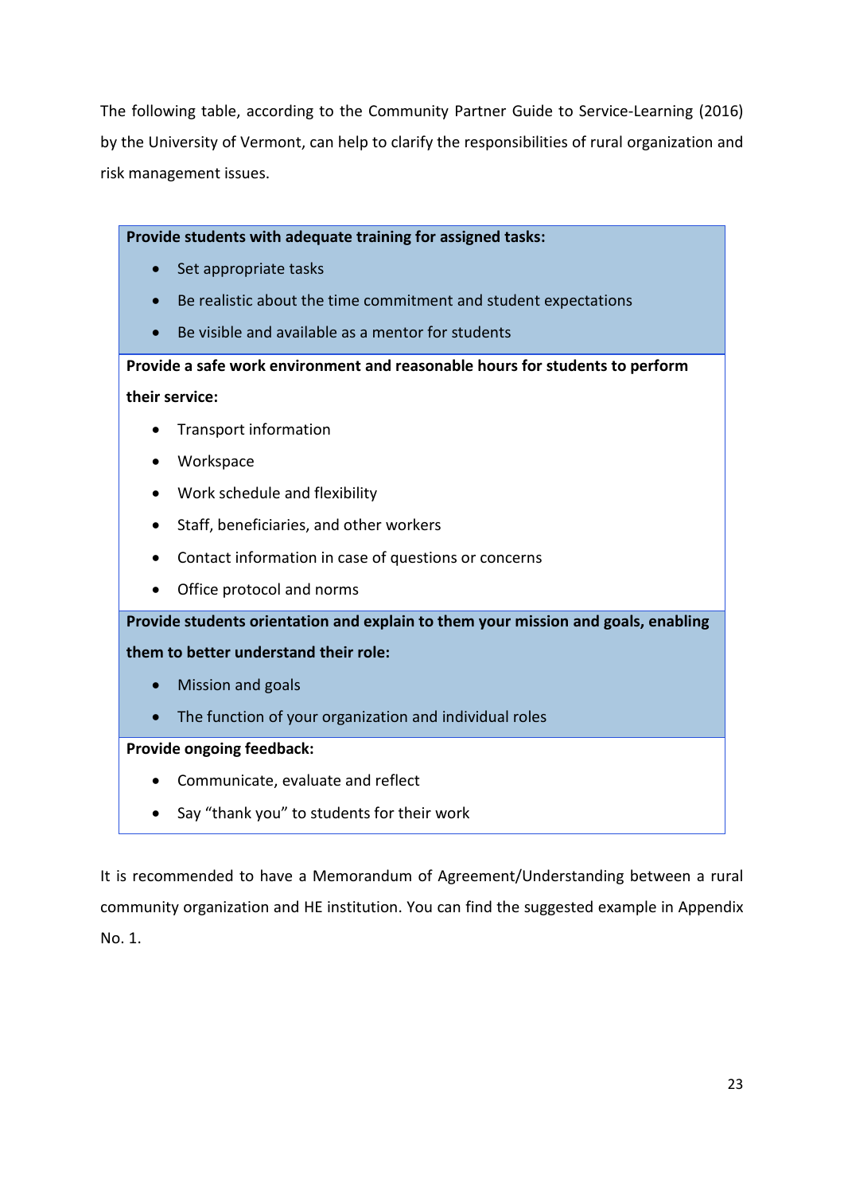The following table, according to the Community Partner Guide to Service-Learning (2016) by the University of Vermont, can help to clarify the responsibilities of rural organization and risk management issues.

**Provide students with adequate training for assigned tasks:**

- Set appropriate tasks
- Be realistic about the time commitment and student expectations
- Be visible and available as a mentor for students

**Provide a safe work environment and reasonable hours for students to perform their service:**

- Transport information
- Workspace
- Work schedule and flexibility
- Staff, beneficiaries, and other workers
- Contact information in case of questions or concerns
- Office protocol and norms

**Provide students orientation and explain to them your mission and goals, enabling them to better understand their role:**

- Mission and goals
- The function of your organization and individual roles

**Provide ongoing feedback:**

- Communicate, evaluate and reflect
- Say "thank you" to students for their work

It is recommended to have a Memorandum of Agreement/Understanding between a rural community organization and HE institution. You can find the suggested example in Appendix No. 1.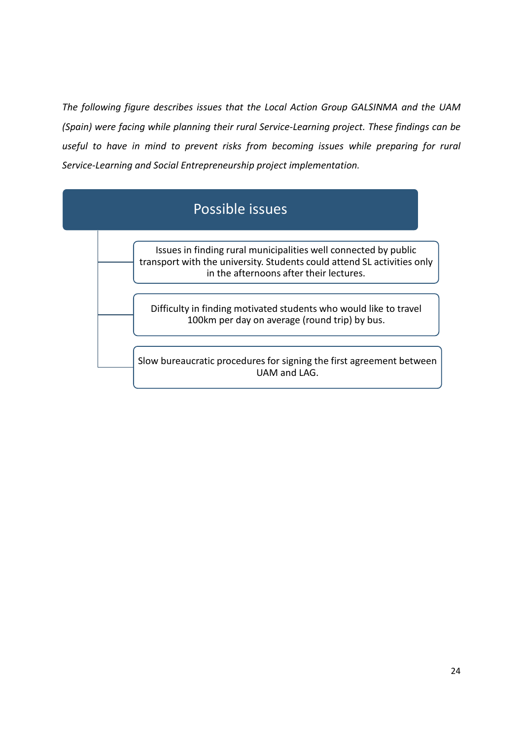*The following figure describes issues that the Local Action Group GALSINMA and the UAM (Spain) were facing while planning their rural Service-Learning project. These findings can be useful to have in mind to prevent risks from becoming issues while preparing for rural Service-Learning and Social Entrepreneurship project implementation.*

**Possible issues**

- Issues in finding rural municipalities well connected by public transport with the university. Students could attend SL activities only in the afternoons after their lectures.
- Difficulty in finding motivated students who would like to travel 100km per day on average (round trip) by bus.
- Slow bureaucratic procedures for signing the first agreement between UAM and LAG.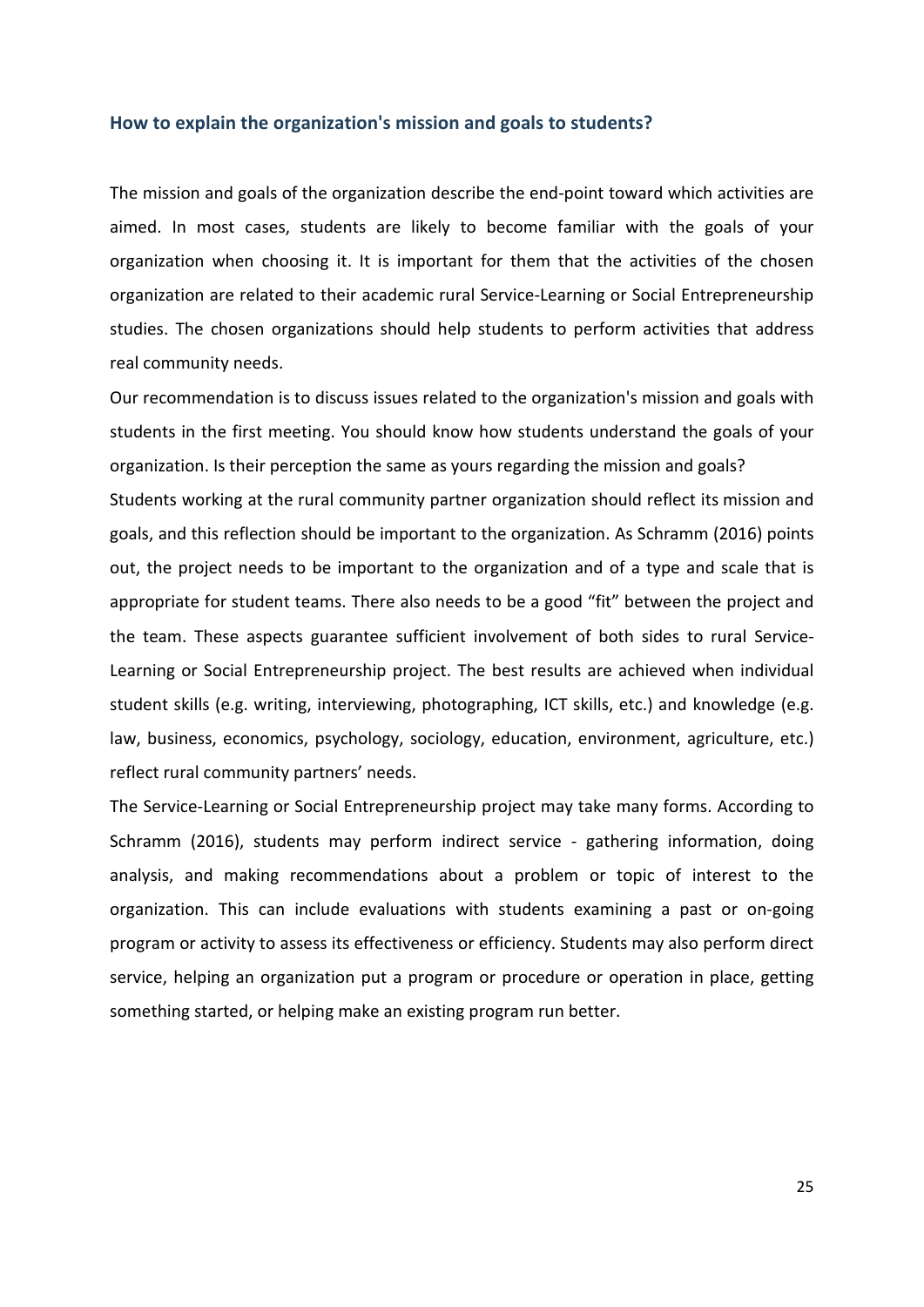### How to explain the organization's mission and goals to students?

The mission and goals of the organization describe the end-point toward which activities are aimed. In most cases, students are likely to become familiar with the goals of your organization when choosing it. It is important for them that the activities of the chosen organization are related to their academic rural Service-Learning or Social Entrepreneurship studies. The chosen organizations should help students to perform activities that address real community needs.

Our recommendation is to discuss issues related to the organization's mission and goals with students in the first meeting. You should know how students understand the goals of your organization. Is their perception the same as yours regarding the mission and goals?

Students working at the rural community partner organization should reflect its mission and goals, and this reflection should be important to the organization. As Schramm (2016) points out, the project needs to be important to the organization and of a type and scale that is appropriate for student teams. There also needs to be a good “fit” between the project and the team. These aspects guarantee sufficient involvement of both sides to rural Service-Learning or Social Entrepreneurship project. The best results are achieved when individual student skills (e.g. writing, interviewing, photographing, ICT skills, etc.) and knowledge (e.g. law, business, economics, psychology, sociology, education, environment, agriculture, etc.) reflect rural community partners’ needs.

The Service-Learning or Social Entrepreneurship project may take many forms. According to Schramm (2016), students may perform indirect service - gathering information, doing analysis, and making recommendations about a problem or topic of interest to the organization. This can include evaluations with students examining a past or on-going program or activity to assess its effectiveness or efficiency. Students may also perform direct service, helping an organization put a program or procedure or operation in place, getting something started, or helping make an existing program run better.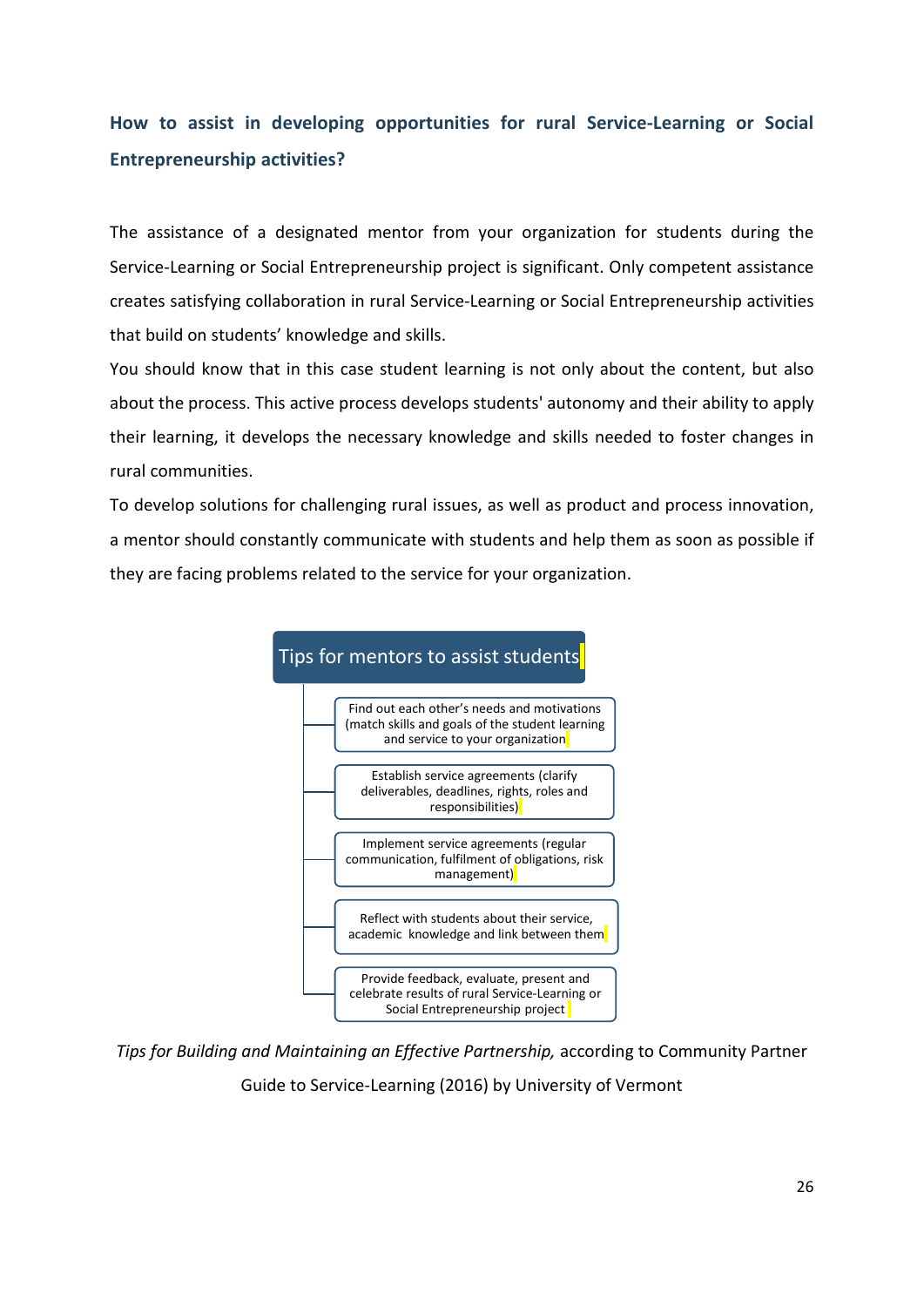## How to assist in developing opportunities for rural Service-Learning or Social Entrepreneurship activities?

The assistance of a designated mentor from your organization for students during the Service-Learning or Social Entrepreneurship project is significant. Only competent assistance creates satisfying collaboration in rural Service-Learning or Social Entrepreneurship activities that build on students' knowledge and skills.

You should know that in this case student learning is not only about the content, but also about the process. This active process develops students' autonomy and their ability to apply their learning, it develops the necessary knowledge and skills needed to foster changes in rural communities.

To develop solutions for challenging rural issues, as well as product and process innovation, a mentor should constantly communicate with students and help them as soon as possible if they are facing problems related to the service for your organization.

**Tips for mentors to assist students**

- Find out each other's needs and motivations (match skills and goals of the student learning and service to your organization
- Establish service agreements (clarify deliverables, deadlines, rights, roles and responsibilities)
- Implement service agreements (regular communication, fulfilment of obligations, risk management)
- Reflect with students about their service, academic knowledge and link between them
- Provide feedback, evaluate, present and celebrate results of rural Service-Learning or Social Entrepreneurship project

*Tips for Building and Maintaining an Effective Partnership,* according to Community Partner Guide to Service-Learning (2016) by University of Vermont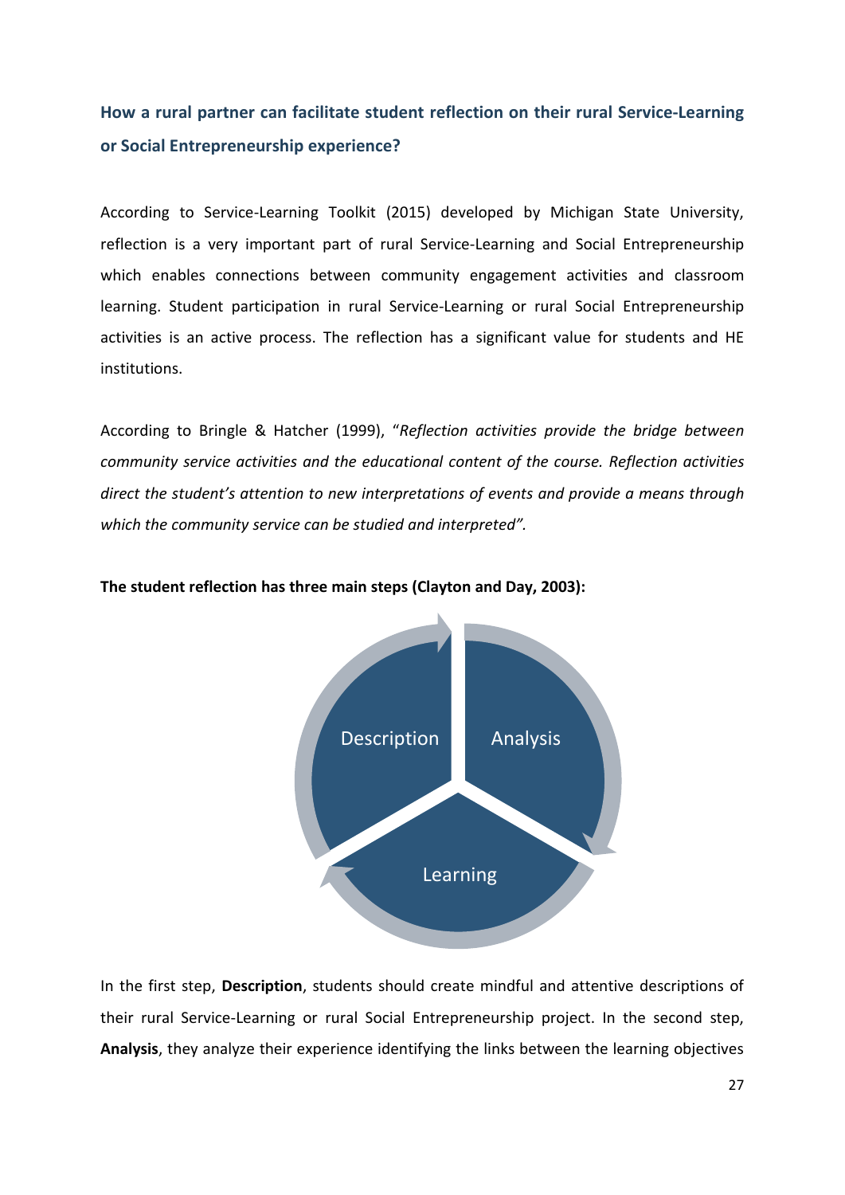## How a rural partner can facilitate student reflection on their rural Service-Learning or Social Entrepreneurship experience?

According to Service-Learning Toolkit (2015) developed by Michigan State University, reflection is a very important part of rural Service-Learning and Social Entrepreneurship which enables connections between community engagement activities and classroom learning. Student participation in rural Service-Learning or rural Social Entrepreneurship activities is an active process. The reflection has a significant value for students and HE institutions.

According to Bringle & Hatcher (1999), "*Reflection activities provide the bridge between community service activities and the educational content of the course. Reflection activities direct the student's attention to new interpretations of events and provide a means through which the community service can be studied and interpreted".*

**The student reflection has three main steps (Clayton and Day, 2003):**

Description

Analysis

Learning

In the first step, **Description**, students should create mindful and attentive descriptions of their rural Service-Learning or rural Social Entrepreneurship project. In the second step, **Analysis**, they analyze their experience identifying the links between the learning objectives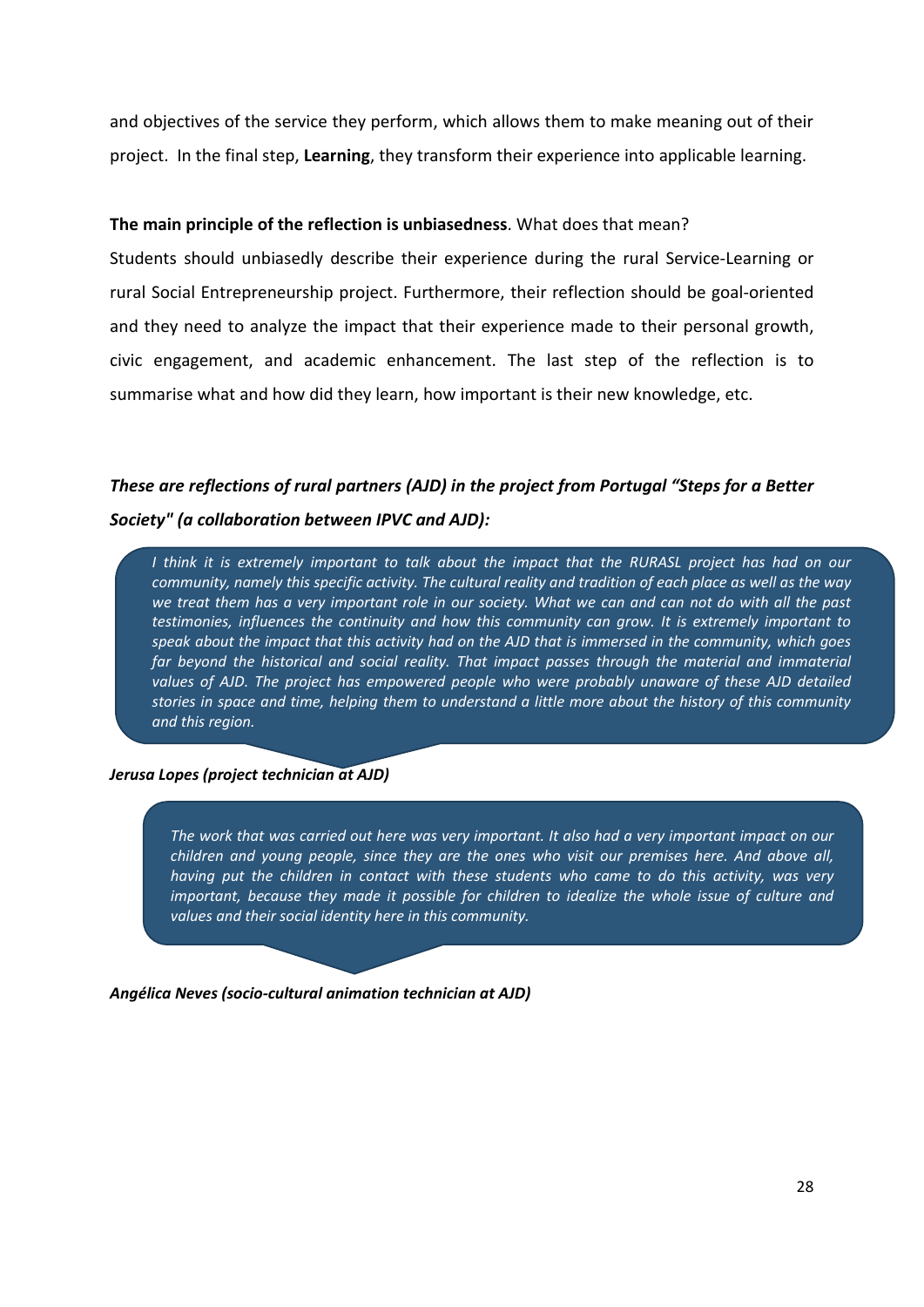and objectives of the service they perform, which allows them to make meaning out of their project. In the final step, **Learning**, they transform their experience into applicable learning.

**The main principle of the reflection is unbiasedness**. What does that mean?

Students should unbiasedly describe their experience during the rural Service-Learning or rural Social Entrepreneurship project. Furthermore, their reflection should be goal-oriented and they need to analyze the impact that their experience made to their personal growth, civic engagement, and academic enhancement. The last step of the reflection is to summarise what and how did they learn, how important is their new knowledge, etc.

***These are reflections of rural partners (AJD) in the project from Portugal "Steps for a Better Society" (a collaboration between IPVC and AJD):***

> *I think it is extremely important to talk about the impact that the RURASL project has had on our community, namely this specific activity. The cultural reality and tradition of each place as well as the way we treat them has a very important role in our society. What we can and can not do with all the past testimonies, influences the continuity and how this community can grow. It is extremely important to speak about the impact that this activity had on the AJD that is immersed in the community, which goes far beyond the historical and social reality. That impact passes through the material and immaterial values of AJD. The project has empowered people who were probably unaware of these AJD detailed stories in space and time, helping them to understand a little more about the history of this community and this region.*

***Jerusa Lopes (project technician at AJD)***

> *The work that was carried out here was very important. It also had a very important impact on our children and young people, since they are the ones who visit our premises here. And above all, having put the children in contact with these students who came to do this activity, was very important, because they made it possible for children to idealize the whole issue of culture and values and their social identity here in this community.*

***Angélica Neves (socio-cultural animation technician at AJD)***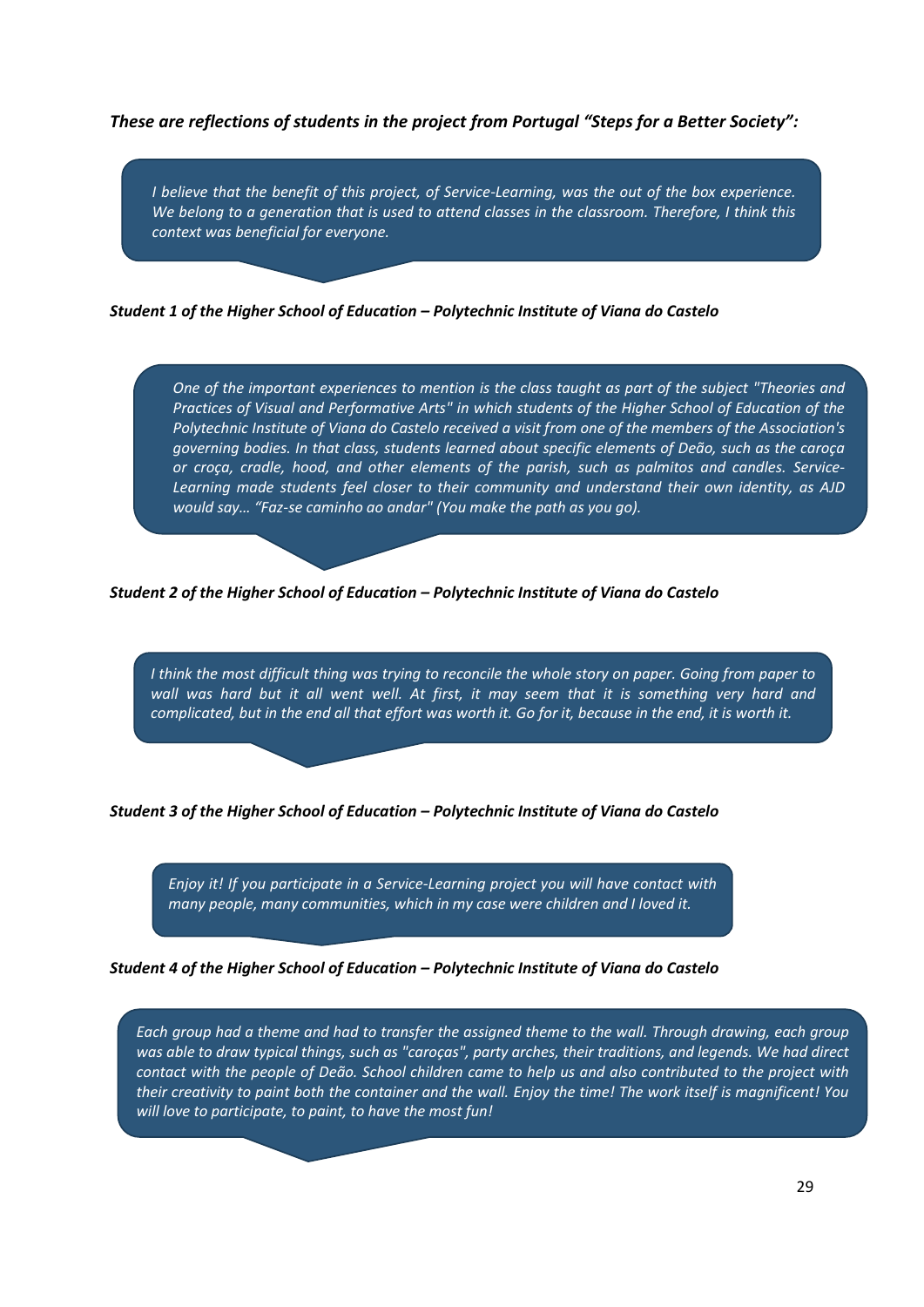***These are reflections of students in the project from Portugal "Steps for a Better Society":***

> *I believe that the benefit of this project, of Service-Learning, was the out of the box experience. We belong to a generation that is used to attend classes in the classroom. Therefore, I think this context was beneficial for everyone.*

***Student 1 of the Higher School of Education – Polytechnic Institute of Viana do Castelo***

> *One of the important experiences to mention is the class taught as part of the subject "Theories and Practices of Visual and Performative Arts" in which students of the Higher School of Education of the Polytechnic Institute of Viana do Castelo received a visit from one of the members of the Association's governing bodies. In that class, students learned about specific elements of Deão, such as the caroça or croça, cradle, hood, and other elements of the parish, such as palmitos and candles. Service-Learning made students feel closer to their community and understand their own identity, as AJD would say… "Faz-se caminho ao andar" (You make the path as you go).*

***Student 2 of the Higher School of Education – Polytechnic Institute of Viana do Castelo***

> *I think the most difficult thing was trying to reconcile the whole story on paper. Going from paper to wall was hard but it all went well. At first, it may seem that it is something very hard and complicated, but in the end all that effort was worth it. Go for it, because in the end, it is worth it.*

***Student 3 of the Higher School of Education – Polytechnic Institute of Viana do Castelo***

> *Enjoy it! If you participate in a Service-Learning project you will have contact with many people, many communities, which in my case were children and I loved it.*

***Student 4 of the Higher School of Education – Polytechnic Institute of Viana do Castelo***

> *Each group had a theme and had to transfer the assigned theme to the wall. Through drawing, each group was able to draw typical things, such as "caroças", party arches, their traditions, and legends. We had direct contact with the people of Deão. School children came to help us and also contributed to the project with their creativity to paint both the container and the wall. Enjoy the time! The work itself is magnificent! You will love to participate, to paint, to have the most fun!*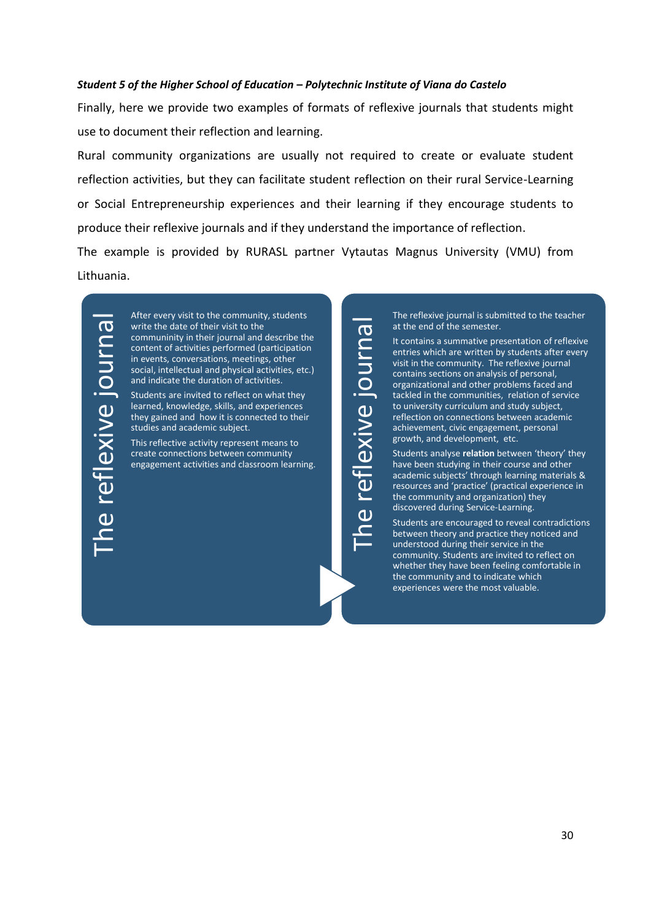***Student 5 of the Higher School of Education – Polytechnic Institute of Viana do Castelo***

Finally, here we provide two examples of formats of reflexive journals that students might use to document their reflection and learning.

Rural community organizations are usually not required to create or evaluate student reflection activities, but they can facilitate student reflection on their rural Service-Learning or Social Entrepreneurship experiences and their learning if they encourage students to produce their reflexive journals and if they understand the importance of reflection.

The example is provided by RURASL partner Vytautas Magnus University (VMU) from Lithuania.

**The reflexive journal**

After every visit to the community, students write the date of their visit to the communinity in their journal and describe the content of activities performed (participation in events, conversations, meetings, other social, intellectual and physical activities, etc.) and indicate the duration of activities.

Students are invited to reflect on what they learned, knowledge, skills, and experiences they gained and how it is connected to their studies and academic subject.

This reflective activity represent means to create connections between community engagement activities and classroom learning.

**The reflexive journal**

The reflexive journal is submitted to the teacher at the end of the semester.

It contains a summative presentation of reflexive entries which are written by students after every visit in the community. The reflexive journal contains sections on analysis of personal, organizational and other problems faced and tackled in the communities, relation of service to university curriculum and study subject, reflection on connections between academic achievement, civic engagement, personal growth, and development, etc.

Students analyse **relation** between 'theory' they have been studying in their course and other academic subjects' through learning materials & resources and 'practice' (practical experience in the community and organization) they discovered during Service-Learning.

Students are encouraged to reveal contradictions between theory and practice they noticed and understood during their service in the community. Students are invited to reflect on whether they have been feeling comfortable in the community and to indicate which experiences were the most valuable.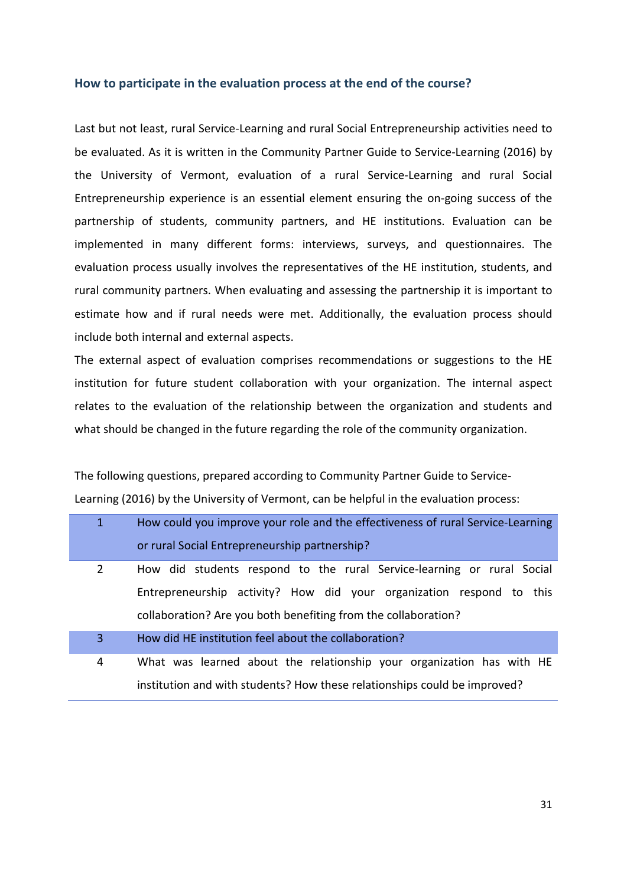### How to participate in the evaluation process at the end of the course?

Last but not least, rural Service-Learning and rural Social Entrepreneurship activities need to be evaluated. As it is written in the Community Partner Guide to Service-Learning (2016) by the University of Vermont, evaluation of a rural Service-Learning and rural Social Entrepreneurship experience is an essential element ensuring the on-going success of the partnership of students, community partners, and HE institutions. Evaluation can be implemented in many different forms: interviews, surveys, and questionnaires. The evaluation process usually involves the representatives of the HE institution, students, and rural community partners. When evaluating and assessing the partnership it is important to estimate how and if rural needs were met. Additionally, the evaluation process should include both internal and external aspects.

The external aspect of evaluation comprises recommendations or suggestions to the HE institution for future student collaboration with your organization. The internal aspect relates to the evaluation of the relationship between the organization and students and what should be changed in the future regarding the role of the community organization.

The following questions, prepared according to Community Partner Guide to Service-Learning (2016) by the University of Vermont, can be helpful in the evaluation process:

| | |
|---|---|
| 1 | How could you improve your role and the effectiveness of rural Service-Learning or rural Social Entrepreneurship partnership? |
| 2 | How did students respond to the rural Service-learning or rural Social Entrepreneurship activity? How did your organization respond to this collaboration? Are you both benefiting from the collaboration? |
| 3 | How did HE institution feel about the collaboration? |
| 4 | What was learned about the relationship your organization has with HE institution and with students? How these relationships could be improved? |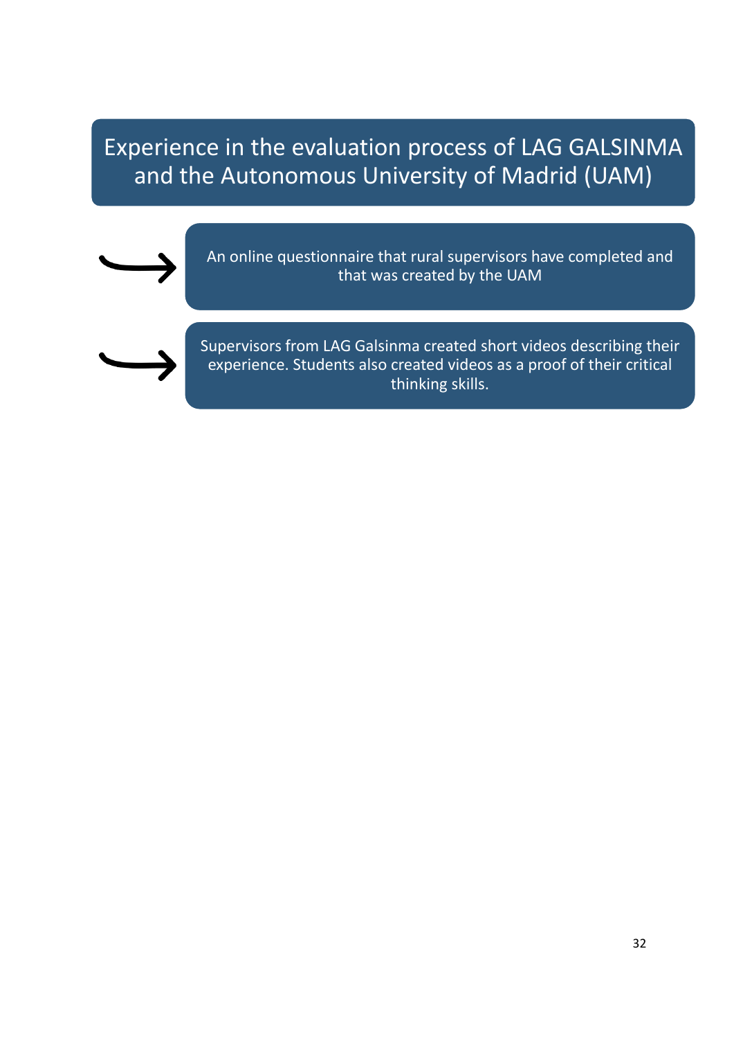## Experience in the evaluation process of LAG GALSINMA and the Autonomous University of Madrid (UAM)

- An online questionnaire that rural supervisors have completed and that was created by the UAM
- Supervisors from LAG Galsinma created short videos describing their experience. Students also created videos as a proof of their critical thinking skills.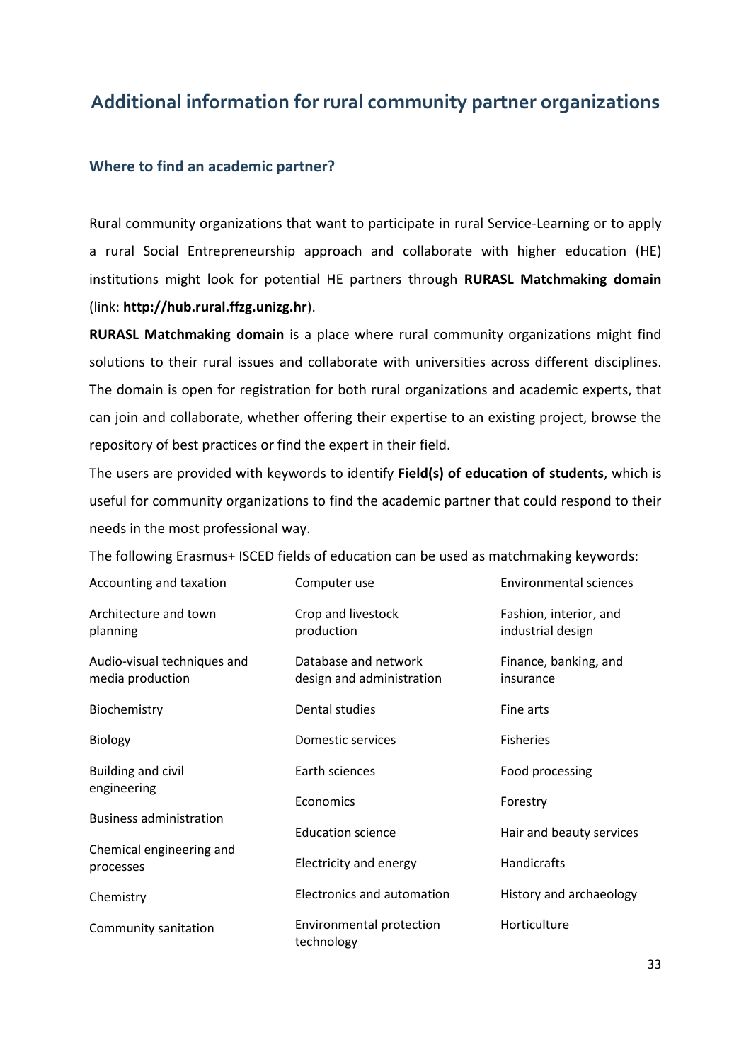## Additional information for rural community partner organizations

### Where to find an academic partner?

Rural community organizations that want to participate in rural Service-Learning or to apply a rural Social Entrepreneurship approach and collaborate with higher education (HE) institutions might look for potential HE partners through **RURASL Matchmaking domain** (link: **http://hub.rural.ffzg.unizg.hr**).

**RURASL Matchmaking domain** is a place where rural community organizations might find solutions to their rural issues and collaborate with universities across different disciplines. The domain is open for registration for both rural organizations and academic experts, that can join and collaborate, whether offering their expertise to an existing project, browse the repository of best practices or find the expert in their field.

The users are provided with keywords to identify **Field(s) of education of students**, which is useful for community organizations to find the academic partner that could respond to their needs in the most professional way.

The following Erasmus+ ISCED fields of education can be used as matchmaking keywords:

- Accounting and taxation
- Architecture and town planning
- Audio-visual techniques and media production
- Biochemistry
- Biology
- Building and civil engineering
- Business administration
- Chemical engineering and processes
- Chemistry
- Community sanitation
- Computer use
- Crop and livestock production
- Database and network design and administration
- Dental studies
- Domestic services
- Earth sciences
- Economics
- Education science
- Electricity and energy
- Electronics and automation
- Environmental protection technology
- Environmental sciences
- Fashion, interior, and industrial design
- Finance, banking, and insurance
- Fine arts
- Fisheries
- Food processing
- Forestry
- Hair and beauty services
- Handicrafts
- History and archaeology
- Horticulture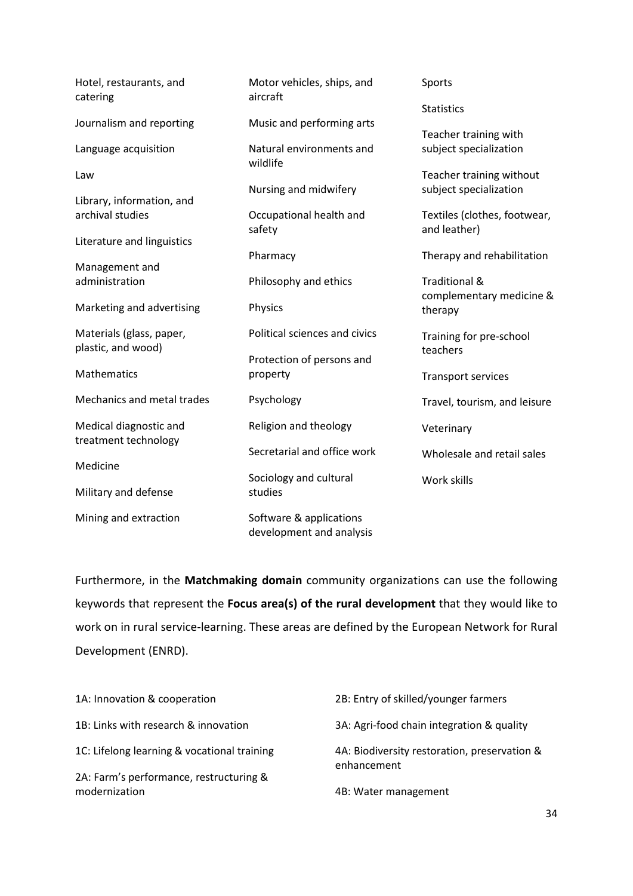- Hotel, restaurants, and catering
- Journalism and reporting
- Language acquisition
- Law
- Library, information, and archival studies
- Literature and linguistics
- Management and administration
- Marketing and advertising
- Materials (glass, paper, plastic, and wood)
- Mathematics
- Mechanics and metal trades
- Medical diagnostic and treatment technology
- Medicine
- Military and defense
- Mining and extraction
- Motor vehicles, ships, and aircraft
- Music and performing arts
- Natural environments and wildlife
- Nursing and midwifery
- Occupational health and safety
- Pharmacy
- Philosophy and ethics
- Physics
- Political sciences and civics
- Protection of persons and property
- Psychology
- Religion and theology
- Secretarial and office work
- Sociology and cultural studies
- Software & applications development and analysis
- Sports
- Statistics
- Teacher training with subject specialization
- Teacher training without subject specialization
- Textiles (clothes, footwear, and leather)
- Therapy and rehabilitation
- Traditional & complementary medicine & therapy
- Training for pre-school teachers
- Transport services
- Travel, tourism, and leisure
- Veterinary
- Wholesale and retail sales
- Work skills

Furthermore, in the **Matchmaking domain** community organizations can use the following keywords that represent the **Focus area(s) of the rural development** that they would like to work on in rural service-learning. These areas are defined by the European Network for Rural Development (ENRD).

- 1A: Innovation & cooperation
- 1B: Links with research & innovation
- 1C: Lifelong learning & vocational training
- 2A: Farm's performance, restructuring & modernization
- 2B: Entry of skilled/younger farmers
- 3A: Agri-food chain integration & quality
- 4A: Biodiversity restoration, preservation & enhancement
- 4B: Water management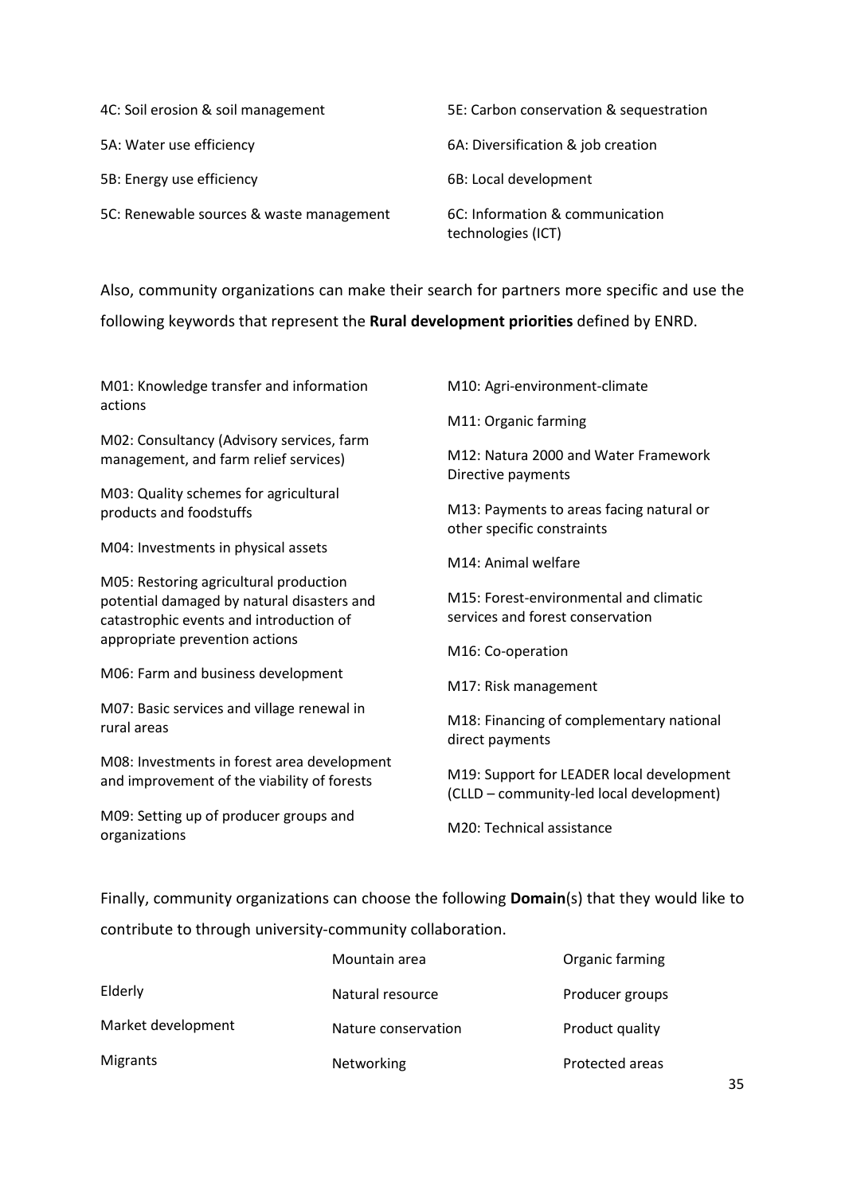- 4C: Soil erosion & soil management
- 5A: Water use efficiency
- 5B: Energy use efficiency
- 5C: Renewable sources & waste management
- 5E: Carbon conservation & sequestration
- 6A: Diversification & job creation
- 6B: Local development
- 6C: Information & communication technologies (ICT)

Also, community organizations can make their search for partners more specific and use the following keywords that represent the **Rural development priorities** defined by ENRD.

- M01: Knowledge transfer and information actions
- M02: Consultancy (Advisory services, farm management, and farm relief services)
- M03: Quality schemes for agricultural products and foodstuffs
- M04: Investments in physical assets
- M05: Restoring agricultural production potential damaged by natural disasters and catastrophic events and introduction of appropriate prevention actions
- M06: Farm and business development
- M07: Basic services and village renewal in rural areas
- M08: Investments in forest area development and improvement of the viability of forests
- M09: Setting up of producer groups and organizations
- M10: Agri-environment-climate
- M11: Organic farming
- M12: Natura 2000 and Water Framework Directive payments
- M13: Payments to areas facing natural or other specific constraints
- M14: Animal welfare
- M15: Forest-environmental and climatic services and forest conservation
- M16: Co-operation
- M17: Risk management
- M18: Financing of complementary national direct payments
- M19: Support for LEADER local development (CLLD – community-led local development)
- M20: Technical assistance

Finally, community organizations can choose the following **Domain**(s) that they would like to contribute to through university-community collaboration.

|  |  |  |
|---|---|---|
|  | Mountain area | Organic farming |
| Elderly | Natural resource | Producer groups |
| Market development | Nature conservation | Product quality |
| Migrants | Networking | Protected areas |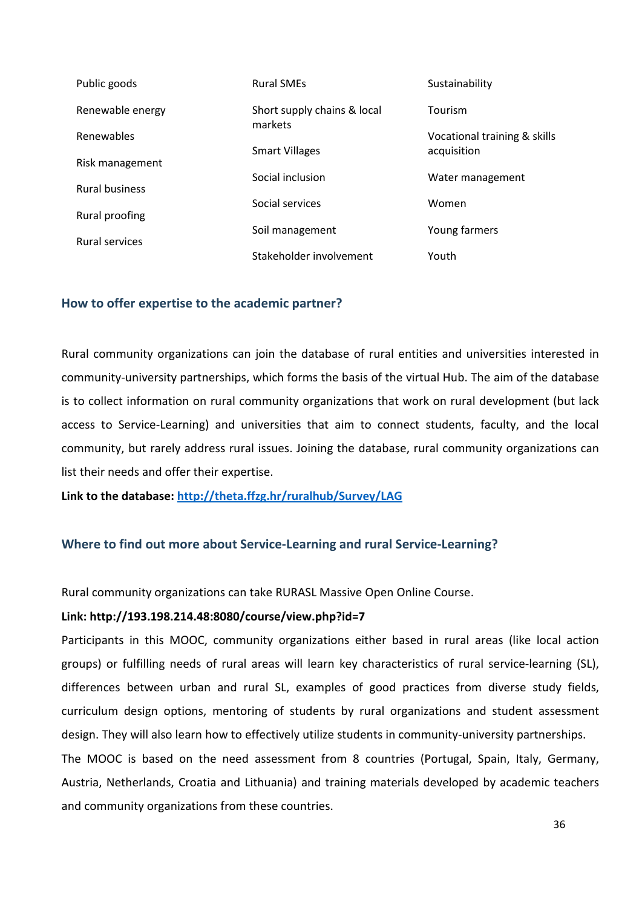- Public goods
- Renewable energy
- Renewables
- Risk management
- Rural business
- Rural proofing
- Rural services
- Rural SMEs
- Short supply chains & local markets
- Smart Villages
- Social inclusion
- Social services
- Soil management
- Stakeholder involvement
- Sustainability
- Tourism
- Vocational training & skills acquisition
- Water management
- Women
- Young farmers
- Youth

### How to offer expertise to the academic partner?

Rural community organizations can join the database of rural entities and universities interested in community-university partnerships, which forms the basis of the virtual Hub. The aim of the database is to collect information on rural community organizations that work on rural development (but lack access to Service-Learning) and universities that aim to connect students, faculty, and the local community, but rarely address rural issues. Joining the database, rural community organizations can list their needs and offer their expertise.

**Link to the database:** [http://theta.ffzg.hr/ruralhub/Survey/LAG](http://theta.ffzg.hr/ruralhub/Survey/LAG)

### Where to find out more about Service-Learning and rural Service-Learning?

Rural community organizations can take RURASL Massive Open Online Course.

**Link: http://193.198.214.48:8080/course/view.php?id=7**

Participants in this MOOC, community organizations either based in rural areas (like local action groups) or fulfilling needs of rural areas will learn key characteristics of rural service-learning (SL), differences between urban and rural SL, examples of good practices from diverse study fields, curriculum design options, mentoring of students by rural organizations and student assessment design. They will also learn how to effectively utilize students in community-university partnerships.

The MOOC is based on the need assessment from 8 countries (Portugal, Spain, Italy, Germany, Austria, Netherlands, Croatia and Lithuania) and training materials developed by academic teachers and community organizations from these countries.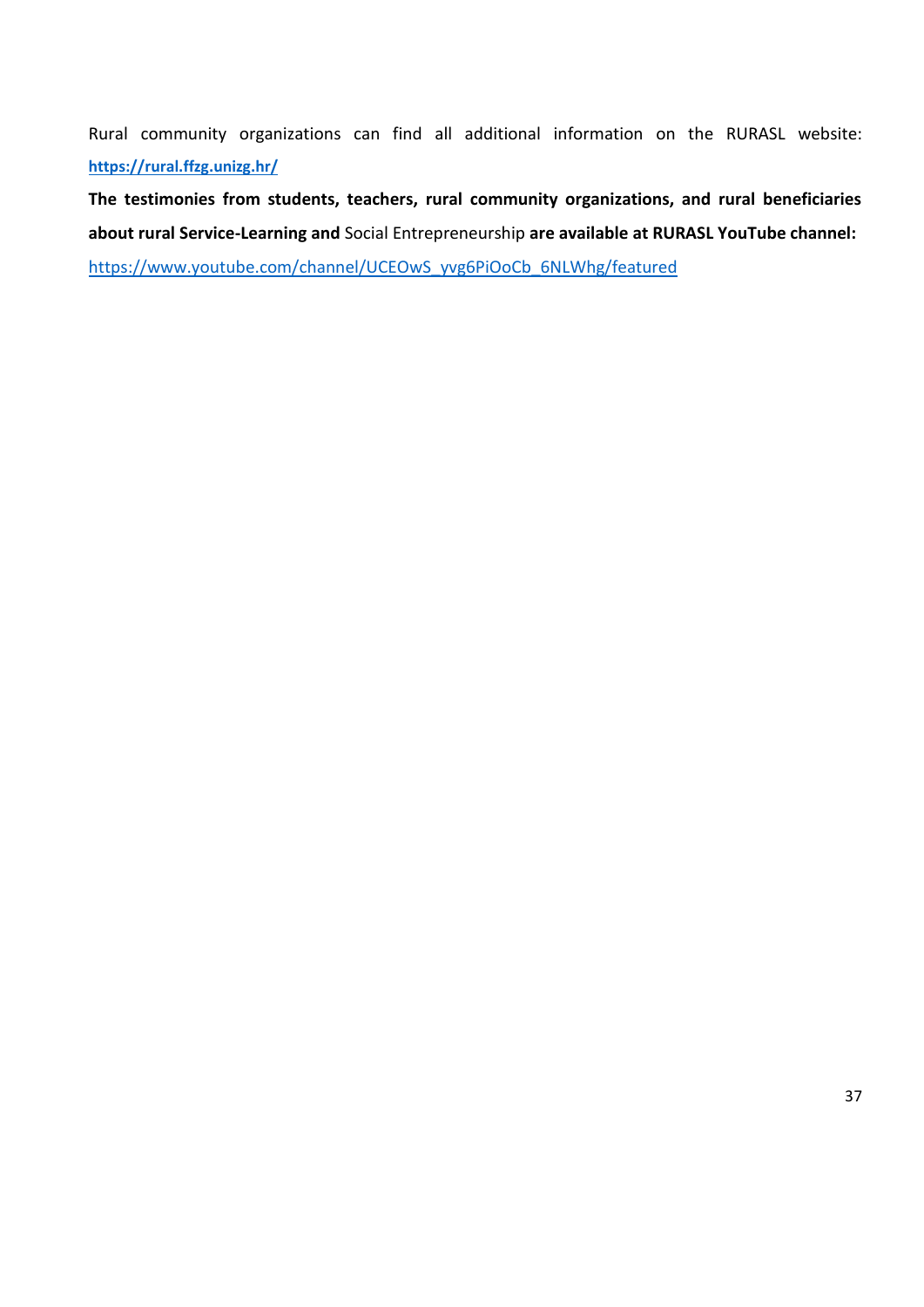Rural community organizations can find all additional information on the RURASL website: **https://rural.ffzg.unizg.hr/**

**The testimonies from students, teachers, rural community organizations, and rural beneficiaries about rural Service-Learning and** Social Entrepreneurship **are available at RURASL YouTube channel:** https://www.youtube.com/channel/UCEOwS_yvg6PiOoCb_6NLWhg/featured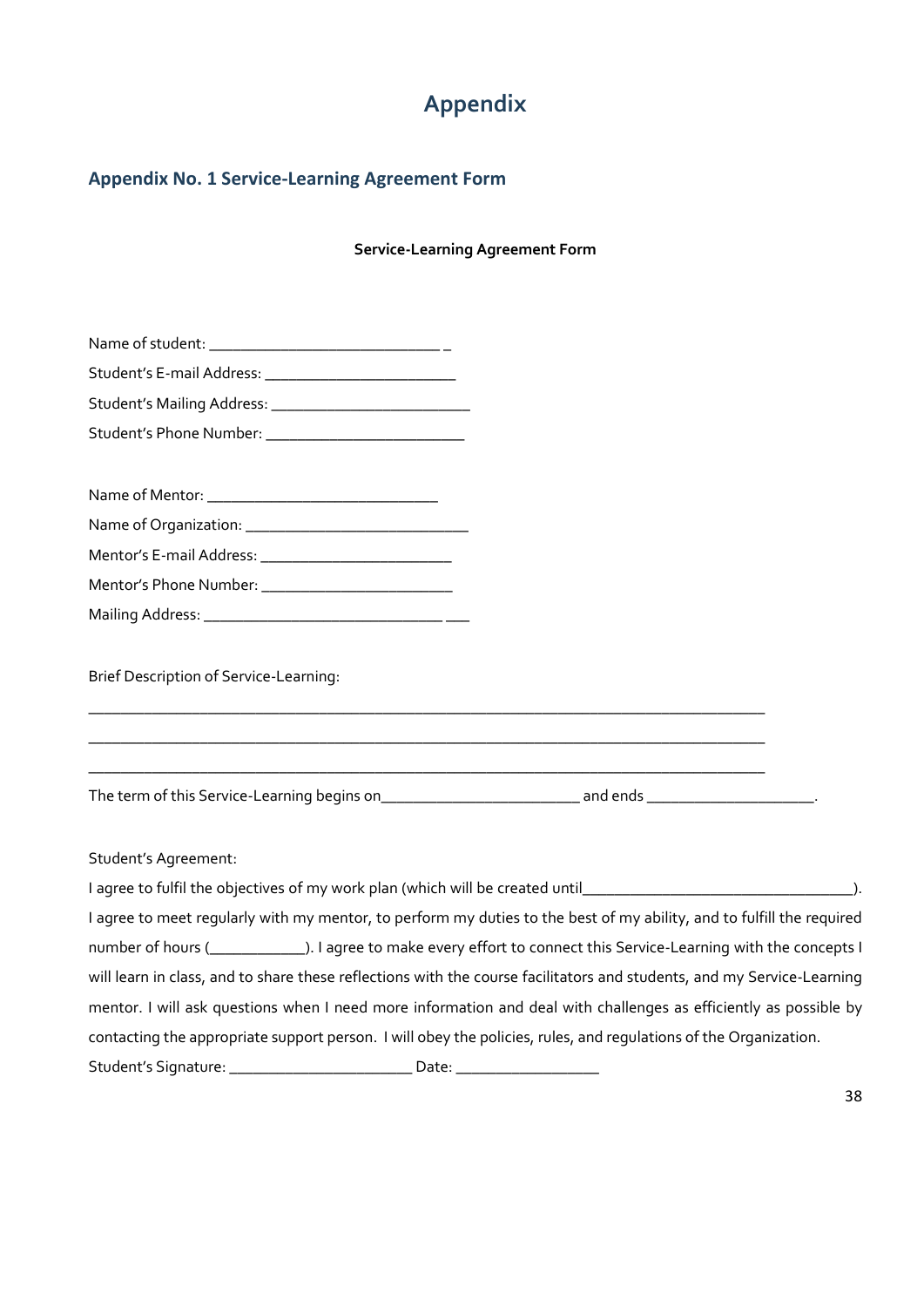# Appendix

## Appendix No. 1 Service-Learning Agreement Form

**Service-Learning Agreement Form**

Name of student: ____________________________ _

Student's E-mail Address: ________________________

Student's Mailing Address: _________________________

Student's Phone Number: _________________________

Name of Mentor: ____________________________

Name of Organization: ____________________________

Mentor's E-mail Address: ________________________

Mentor's Phone Number: ________________________

Mailing Address: _____________________________ ___

Brief Description of Service-Learning:

______________________________________________________________________________________

______________________________________________________________________________________

______________________________________________________________________________________

The term of this Service-Learning begins on_________________________ and ends _____________________.

Student's Agreement:

I agree to fulfil the objectives of my work plan (which will be created until__________________________________). I agree to meet regularly with my mentor, to perform my duties to the best of my ability, and to fulfill the required number of hours (____________). I agree to make every effort to connect this Service-Learning with the concepts I will learn in class, and to share these reflections with the course facilitators and students, and my Service-Learning mentor. I will ask questions when I need more information and deal with challenges as efficiently as possible by contacting the appropriate support person. I will obey the policies, rules, and regulations of the Organization.

Student's Signature: _______________________ Date: __________________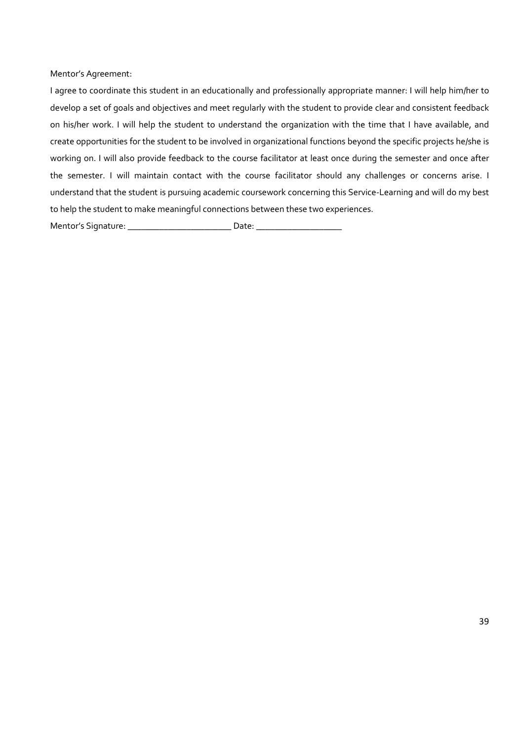Mentor's Agreement:

I agree to coordinate this student in an educationally and professionally appropriate manner: I will help him/her to develop a set of goals and objectives and meet regularly with the student to provide clear and consistent feedback on his/her work. I will help the student to understand the organization with the time that I have available, and create opportunities for the student to be involved in organizational functions beyond the specific projects he/she is working on. I will also provide feedback to the course facilitator at least once during the semester and once after the semester. I will maintain contact with the course facilitator should any challenges or concerns arise. I understand that the student is pursuing academic coursework concerning this Service-Learning and will do my best to help the student to make meaningful connections between these two experiences.

Mentor's Signature: _______________________ Date: ___________________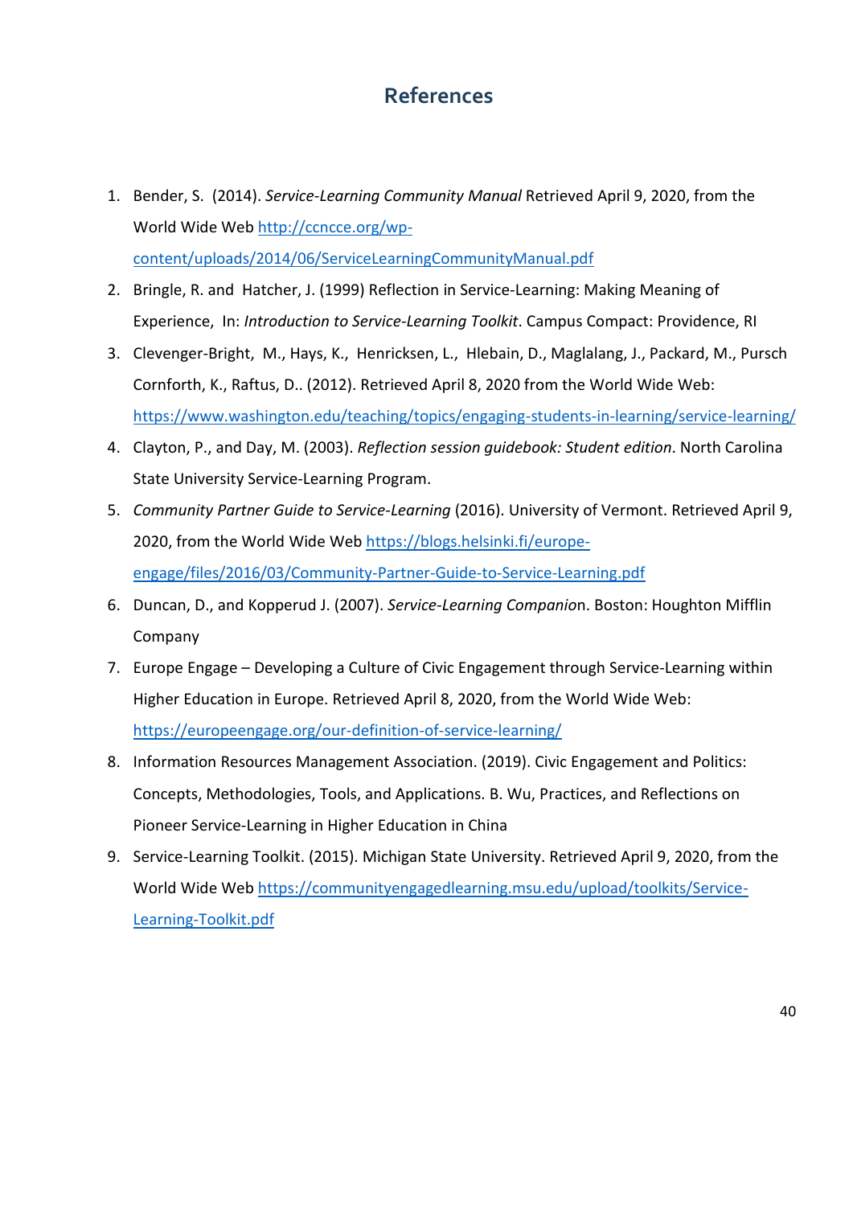# References

1. Bender, S. (2014). *Service-Learning Community Manual* Retrieved April 9, 2020, from the World Wide Web [http://ccncce.org/wp-content/uploads/2014/06/ServiceLearningCommunityManual.pdf](http://ccncce.org/wp-content/uploads/2014/06/ServiceLearningCommunityManual.pdf)
2. Bringle, R. and Hatcher, J. (1999) Reflection in Service-Learning: Making Meaning of Experience, In: *Introduction to Service-Learning Toolkit*. Campus Compact: Providence, RI
3. Clevenger-Bright, M., Hays, K., Henricksen, L., Hlebain, D., Maglalang, J., Packard, M., Pursch Cornforth, K., Raftus, D.. (2012). Retrieved April 8, 2020 from the World Wide Web: [https://www.washington.edu/teaching/topics/engaging-students-in-learning/service-learning/](https://www.washington.edu/teaching/topics/engaging-students-in-learning/service-learning/)
4. Clayton, P., and Day, M. (2003). *Reflection session guidebook: Student edition*. North Carolina State University Service-Learning Program.
5. *Community Partner Guide to Service-Learning* (2016). University of Vermont. Retrieved April 9, 2020, from the World Wide Web [https://blogs.helsinki.fi/europe-engage/files/2016/03/Community-Partner-Guide-to-Service-Learning.pdf](https://blogs.helsinki.fi/europe-engage/files/2016/03/Community-Partner-Guide-to-Service-Learning.pdf)
6. Duncan, D., and Kopperud J. (2007). *Service-Learning Companio*n. Boston: Houghton Mifflin Company
7. Europe Engage – Developing a Culture of Civic Engagement through Service-Learning within Higher Education in Europe. Retrieved April 8, 2020, from the World Wide Web: [https://europeengage.org/our-definition-of-service-learning/](https://europeengage.org/our-definition-of-service-learning/)
8. Information Resources Management Association. (2019). Civic Engagement and Politics: Concepts, Methodologies, Tools, and Applications. B. Wu, Practices, and Reflections on Pioneer Service-Learning in Higher Education in China
9. Service-Learning Toolkit. (2015). Michigan State University. Retrieved April 9, 2020, from the World Wide Web [https://communityengagedlearning.msu.edu/upload/toolkits/Service-Learning-Toolkit.pdf](https://communityengagedlearning.msu.edu/upload/toolkits/Service-Learning-Toolkit.pdf)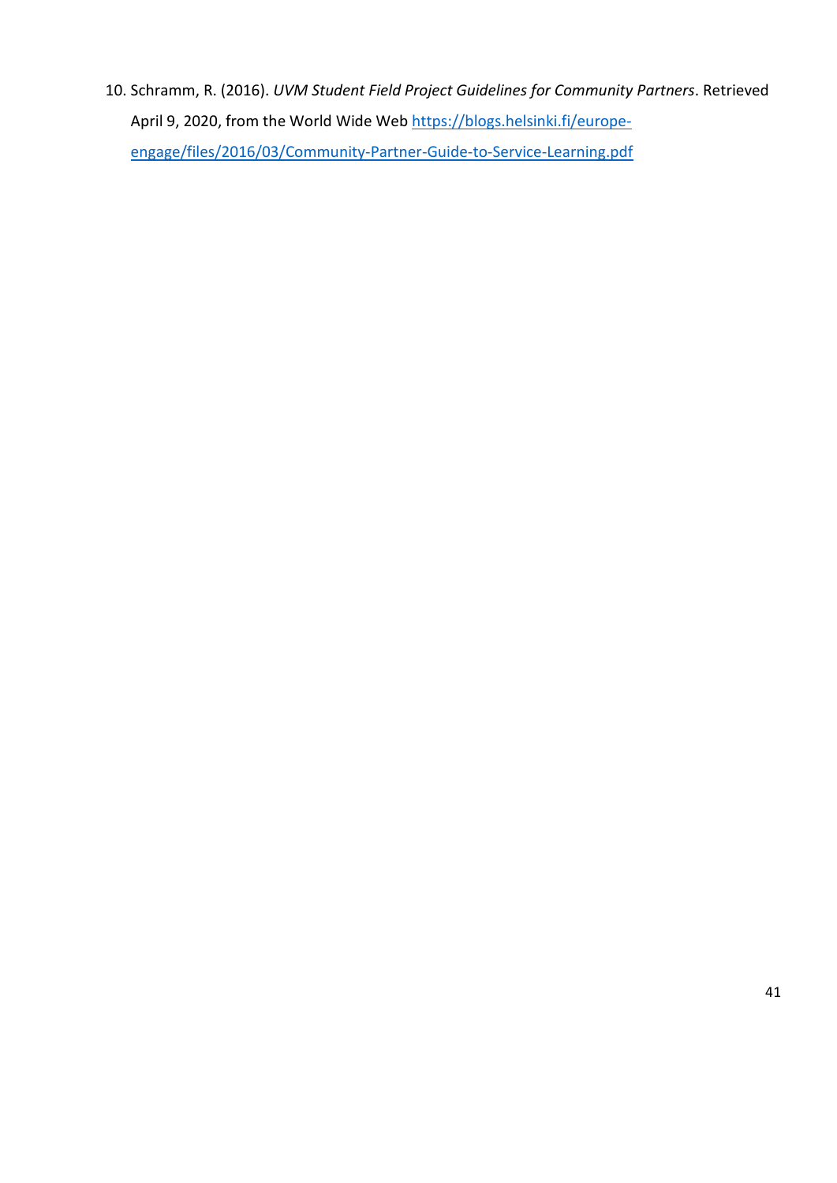10. Schramm, R. (2016). *UVM Student Field Project Guidelines for Community Partners*. Retrieved April 9, 2020, from the World Wide Web https://blogs.helsinki.fi/europe-engage/files/2016/03/Community-Partner-Guide-to-Service-Learning.pdf